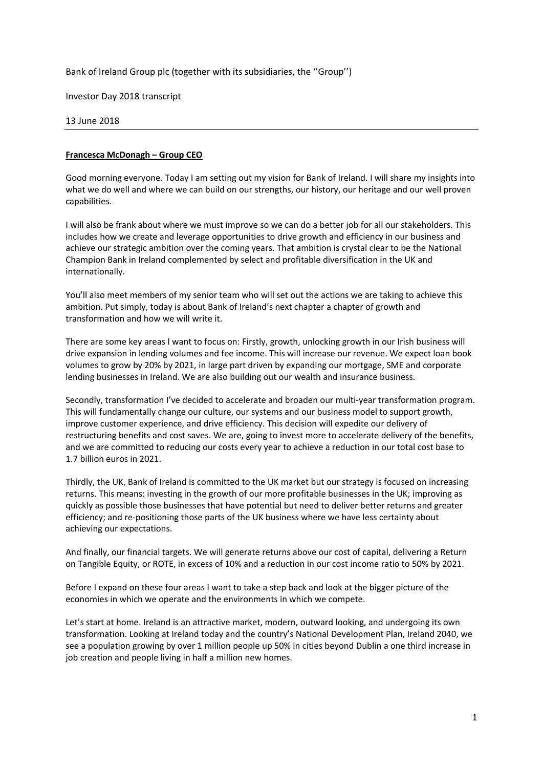Bank of Ireland Group plc (together with its subsidiaries, the ''Group'')

Investor Day 2018 transcript

13 June 2018

---

**Francesca McDonagh – Group CEO**

Good morning everyone. Today I am setting out my vision for Bank of Ireland. I will share my insights into what we do well and where we can build on our strengths, our history, our heritage and our well proven capabilities.

I will also be frank about where we must improve so we can do a better job for all our stakeholders. This includes how we create and leverage opportunities to drive growth and efficiency in our business and achieve our strategic ambition over the coming years. That ambition is crystal clear to be the National Champion Bank in Ireland complemented by select and profitable diversification in the UK and internationally.

You'll also meet members of my senior team who will set out the actions we are taking to achieve this ambition. Put simply, today is about Bank of Ireland's next chapter a chapter of growth and transformation and how we will write it.

There are some key areas I want to focus on: Firstly, growth, unlocking growth in our Irish business will drive expansion in lending volumes and fee income. This will increase our revenue. We expect loan book volumes to grow by 20% by 2021, in large part driven by expanding our mortgage, SME and corporate lending businesses in Ireland. We are also building out our wealth and insurance business.

Secondly, transformation I've decided to accelerate and broaden our multi-year transformation program. This will fundamentally change our culture, our systems and our business model to support growth, improve customer experience, and drive efficiency. This decision will expedite our delivery of restructuring benefits and cost saves. We are, going to invest more to accelerate delivery of the benefits, and we are committed to reducing our costs every year to achieve a reduction in our total cost base to 1.7 billion euros in 2021.

Thirdly, the UK, Bank of Ireland is committed to the UK market but our strategy is focused on increasing returns. This means: investing in the growth of our more profitable businesses in the UK; improving as quickly as possible those businesses that have potential but need to deliver better returns and greater efficiency; and re-positioning those parts of the UK business where we have less certainty about achieving our expectations.

And finally, our financial targets. We will generate returns above our cost of capital, delivering a Return on Tangible Equity, or ROTE, in excess of 10% and a reduction in our cost income ratio to 50% by 2021.

Before I expand on these four areas I want to take a step back and look at the bigger picture of the economies in which we operate and the environments in which we compete.

Let's start at home. Ireland is an attractive market, modern, outward looking, and undergoing its own transformation. Looking at Ireland today and the country's National Development Plan, Ireland 2040, we see a population growing by over 1 million people up 50% in cities beyond Dublin a one third increase in job creation and people living in half a million new homes.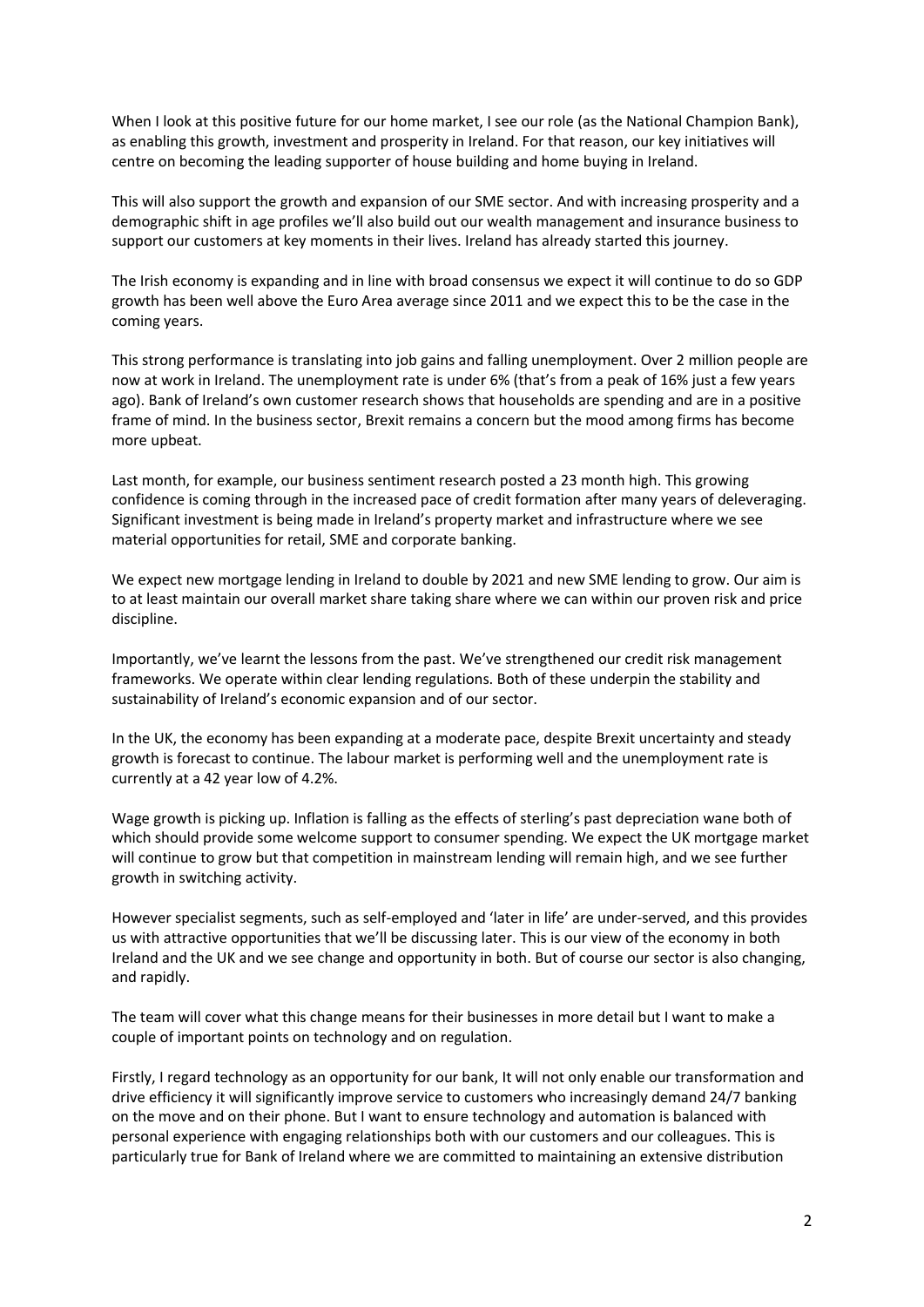When I look at this positive future for our home market, I see our role (as the National Champion Bank), as enabling this growth, investment and prosperity in Ireland. For that reason, our key initiatives will centre on becoming the leading supporter of house building and home buying in Ireland.

This will also support the growth and expansion of our SME sector. And with increasing prosperity and a demographic shift in age profiles we'll also build out our wealth management and insurance business to support our customers at key moments in their lives. Ireland has already started this journey.

The Irish economy is expanding and in line with broad consensus we expect it will continue to do so GDP growth has been well above the Euro Area average since 2011 and we expect this to be the case in the coming years.

This strong performance is translating into job gains and falling unemployment. Over 2 million people are now at work in Ireland. The unemployment rate is under 6% (that's from a peak of 16% just a few years ago). Bank of Ireland's own customer research shows that households are spending and are in a positive frame of mind. In the business sector, Brexit remains a concern but the mood among firms has become more upbeat.

Last month, for example, our business sentiment research posted a 23 month high. This growing confidence is coming through in the increased pace of credit formation after many years of deleveraging. Significant investment is being made in Ireland's property market and infrastructure where we see material opportunities for retail, SME and corporate banking.

We expect new mortgage lending in Ireland to double by 2021 and new SME lending to grow. Our aim is to at least maintain our overall market share taking share where we can within our proven risk and price discipline.

Importantly, we've learnt the lessons from the past. We've strengthened our credit risk management frameworks. We operate within clear lending regulations. Both of these underpin the stability and sustainability of Ireland's economic expansion and of our sector.

In the UK, the economy has been expanding at a moderate pace, despite Brexit uncertainty and steady growth is forecast to continue. The labour market is performing well and the unemployment rate is currently at a 42 year low of 4.2%.

Wage growth is picking up. Inflation is falling as the effects of sterling's past depreciation wane both of which should provide some welcome support to consumer spending. We expect the UK mortgage market will continue to grow but that competition in mainstream lending will remain high, and we see further growth in switching activity.

However specialist segments, such as self-employed and 'later in life' are under-served, and this provides us with attractive opportunities that we'll be discussing later. This is our view of the economy in both Ireland and the UK and we see change and opportunity in both. But of course our sector is also changing, and rapidly.

The team will cover what this change means for their businesses in more detail but I want to make a couple of important points on technology and on regulation.

Firstly, I regard technology as an opportunity for our bank, It will not only enable our transformation and drive efficiency it will significantly improve service to customers who increasingly demand 24/7 banking on the move and on their phone. But I want to ensure technology and automation is balanced with personal experience with engaging relationships both with our customers and our colleagues. This is particularly true for Bank of Ireland where we are committed to maintaining an extensive distribution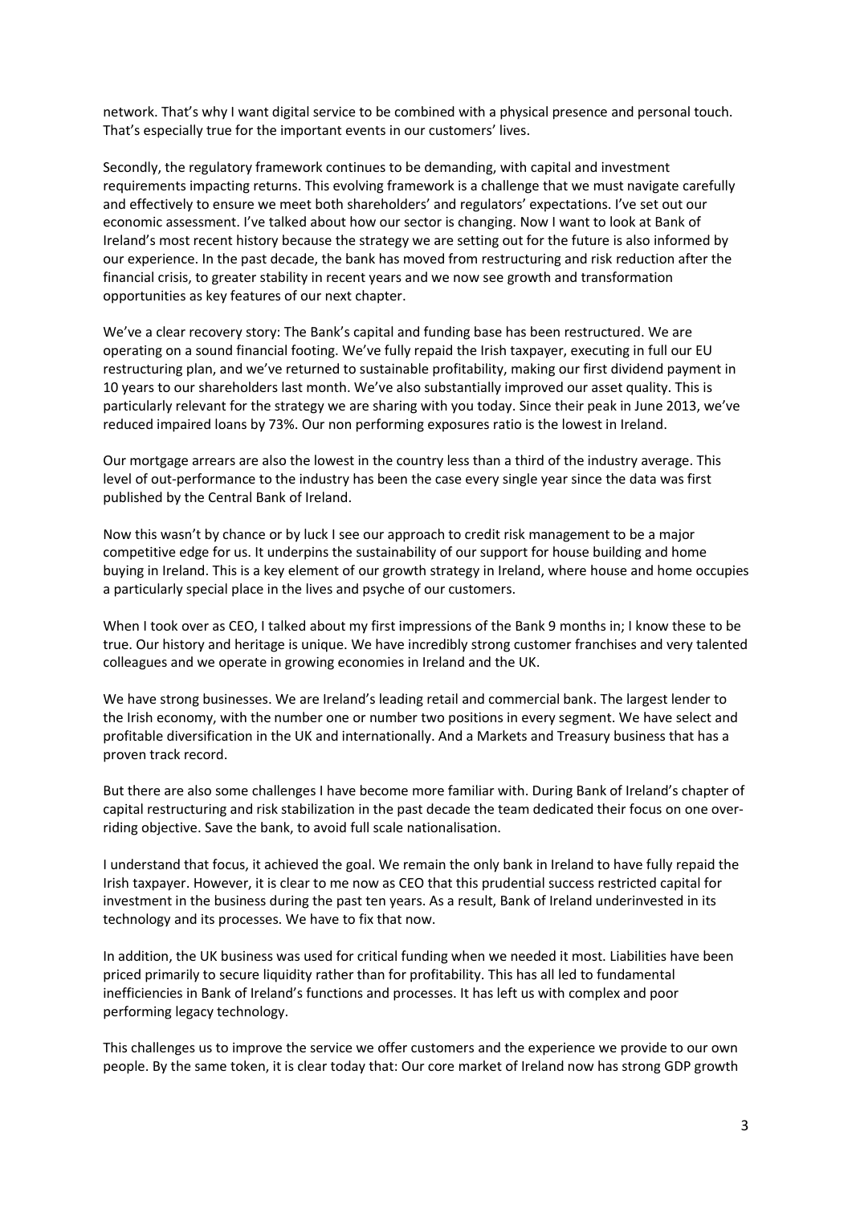network. That's why I want digital service to be combined with a physical presence and personal touch. That's especially true for the important events in our customers' lives.

Secondly, the regulatory framework continues to be demanding, with capital and investment requirements impacting returns. This evolving framework is a challenge that we must navigate carefully and effectively to ensure we meet both shareholders' and regulators' expectations. I've set out our economic assessment. I've talked about how our sector is changing. Now I want to look at Bank of Ireland's most recent history because the strategy we are setting out for the future is also informed by our experience. In the past decade, the bank has moved from restructuring and risk reduction after the financial crisis, to greater stability in recent years and we now see growth and transformation opportunities as key features of our next chapter.

We've a clear recovery story: The Bank's capital and funding base has been restructured. We are operating on a sound financial footing. We've fully repaid the Irish taxpayer, executing in full our EU restructuring plan, and we've returned to sustainable profitability, making our first dividend payment in 10 years to our shareholders last month. We've also substantially improved our asset quality. This is particularly relevant for the strategy we are sharing with you today. Since their peak in June 2013, we've reduced impaired loans by 73%. Our non performing exposures ratio is the lowest in Ireland.

Our mortgage arrears are also the lowest in the country less than a third of the industry average. This level of out-performance to the industry has been the case every single year since the data was first published by the Central Bank of Ireland.

Now this wasn't by chance or by luck I see our approach to credit risk management to be a major competitive edge for us. It underpins the sustainability of our support for house building and home buying in Ireland. This is a key element of our growth strategy in Ireland, where house and home occupies a particularly special place in the lives and psyche of our customers.

When I took over as CEO, I talked about my first impressions of the Bank 9 months in; I know these to be true. Our history and heritage is unique. We have incredibly strong customer franchises and very talented colleagues and we operate in growing economies in Ireland and the UK.

We have strong businesses. We are Ireland's leading retail and commercial bank. The largest lender to the Irish economy, with the number one or number two positions in every segment. We have select and profitable diversification in the UK and internationally. And a Markets and Treasury business that has a proven track record.

But there are also some challenges I have become more familiar with. During Bank of Ireland's chapter of capital restructuring and risk stabilization in the past decade the team dedicated their focus on one over-riding objective. Save the bank, to avoid full scale nationalisation.

I understand that focus, it achieved the goal. We remain the only bank in Ireland to have fully repaid the Irish taxpayer. However, it is clear to me now as CEO that this prudential success restricted capital for investment in the business during the past ten years. As a result, Bank of Ireland underinvested in its technology and its processes. We have to fix that now.

In addition, the UK business was used for critical funding when we needed it most. Liabilities have been priced primarily to secure liquidity rather than for profitability. This has all led to fundamental inefficiencies in Bank of Ireland's functions and processes. It has left us with complex and poor performing legacy technology.

This challenges us to improve the service we offer customers and the experience we provide to our own people. By the same token, it is clear today that: Our core market of Ireland now has strong GDP growth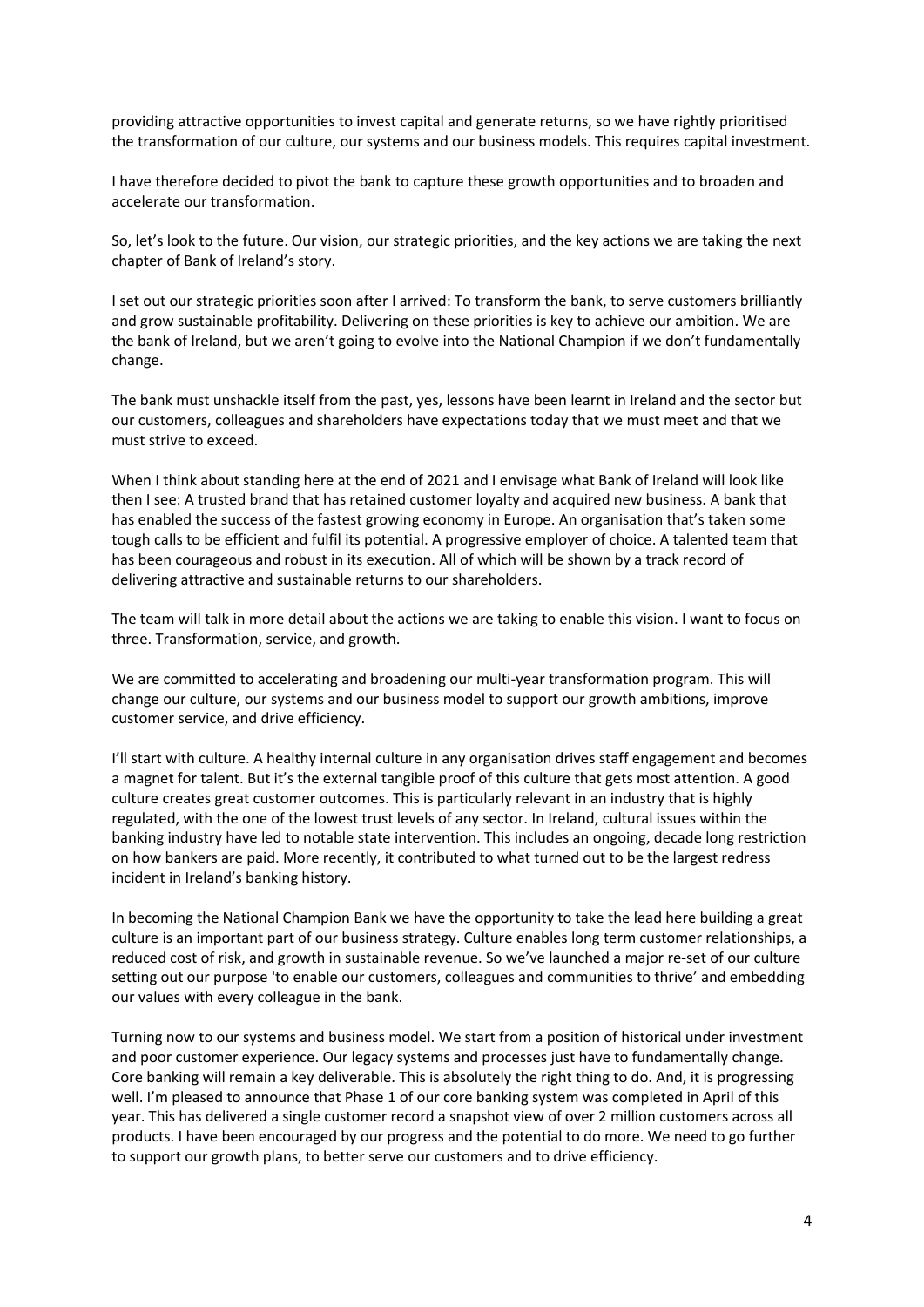providing attractive opportunities to invest capital and generate returns, so we have rightly prioritised the transformation of our culture, our systems and our business models. This requires capital investment.

I have therefore decided to pivot the bank to capture these growth opportunities and to broaden and accelerate our transformation.

So, let's look to the future. Our vision, our strategic priorities, and the key actions we are taking the next chapter of Bank of Ireland's story.

I set out our strategic priorities soon after I arrived: To transform the bank, to serve customers brilliantly and grow sustainable profitability. Delivering on these priorities is key to achieve our ambition. We are the bank of Ireland, but we aren't going to evolve into the National Champion if we don't fundamentally change.

The bank must unshackle itself from the past, yes, lessons have been learnt in Ireland and the sector but our customers, colleagues and shareholders have expectations today that we must meet and that we must strive to exceed.

When I think about standing here at the end of 2021 and I envisage what Bank of Ireland will look like then I see: A trusted brand that has retained customer loyalty and acquired new business. A bank that has enabled the success of the fastest growing economy in Europe. An organisation that's taken some tough calls to be efficient and fulfil its potential. A progressive employer of choice. A talented team that has been courageous and robust in its execution. All of which will be shown by a track record of delivering attractive and sustainable returns to our shareholders.

The team will talk in more detail about the actions we are taking to enable this vision. I want to focus on three. Transformation, service, and growth.

We are committed to accelerating and broadening our multi-year transformation program. This will change our culture, our systems and our business model to support our growth ambitions, improve customer service, and drive efficiency.

I'll start with culture. A healthy internal culture in any organisation drives staff engagement and becomes a magnet for talent. But it's the external tangible proof of this culture that gets most attention. A good culture creates great customer outcomes. This is particularly relevant in an industry that is highly regulated, with the one of the lowest trust levels of any sector. In Ireland, cultural issues within the banking industry have led to notable state intervention. This includes an ongoing, decade long restriction on how bankers are paid. More recently, it contributed to what turned out to be the largest redress incident in Ireland's banking history.

In becoming the National Champion Bank we have the opportunity to take the lead here building a great culture is an important part of our business strategy. Culture enables long term customer relationships, a reduced cost of risk, and growth in sustainable revenue. So we've launched a major re-set of our culture setting out our purpose 'to enable our customers, colleagues and communities to thrive' and embedding our values with every colleague in the bank.

Turning now to our systems and business model. We start from a position of historical under investment and poor customer experience. Our legacy systems and processes just have to fundamentally change. Core banking will remain a key deliverable. This is absolutely the right thing to do. And, it is progressing well. I'm pleased to announce that Phase 1 of our core banking system was completed in April of this year. This has delivered a single customer record a snapshot view of over 2 million customers across all products. I have been encouraged by our progress and the potential to do more. We need to go further to support our growth plans, to better serve our customers and to drive efficiency.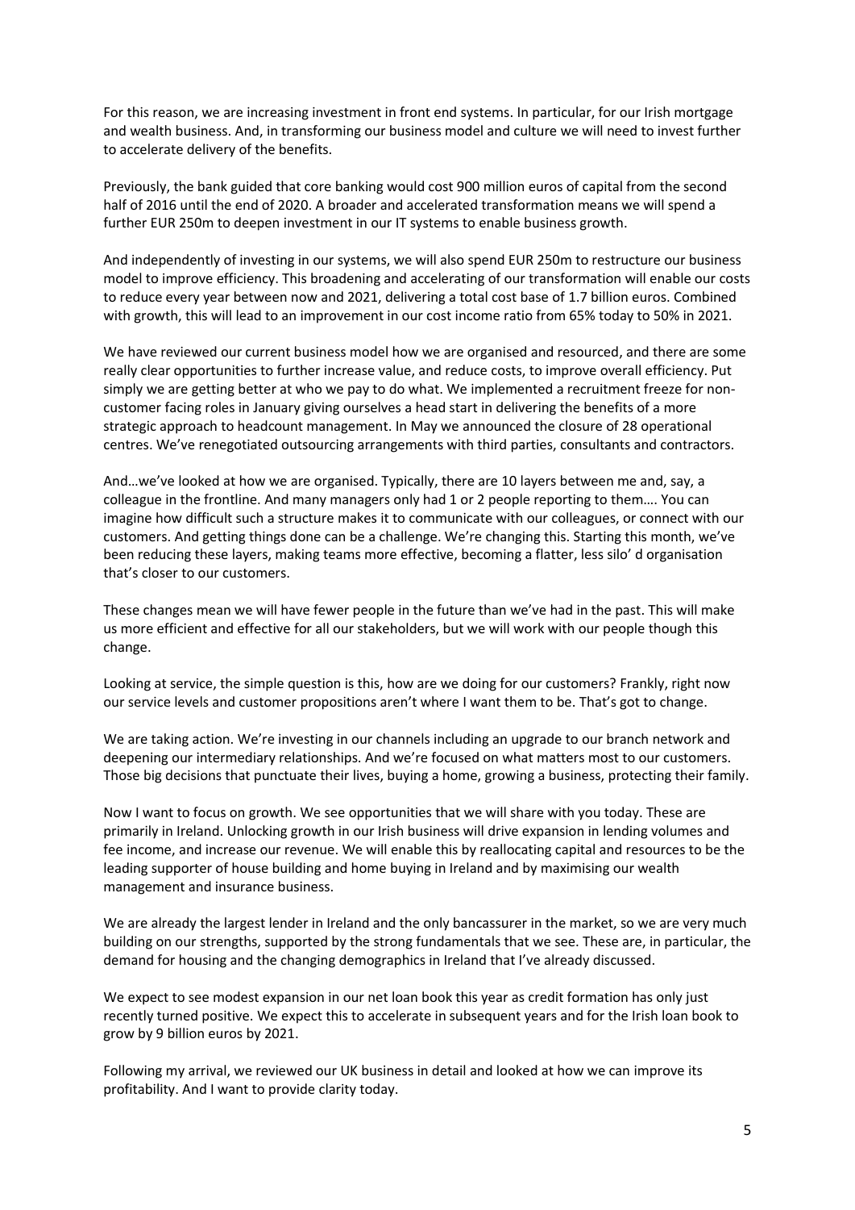For this reason, we are increasing investment in front end systems. In particular, for our Irish mortgage and wealth business. And, in transforming our business model and culture we will need to invest further to accelerate delivery of the benefits.

Previously, the bank guided that core banking would cost 900 million euros of capital from the second half of 2016 until the end of 2020. A broader and accelerated transformation means we will spend a further EUR 250m to deepen investment in our IT systems to enable business growth.

And independently of investing in our systems, we will also spend EUR 250m to restructure our business model to improve efficiency. This broadening and accelerating of our transformation will enable our costs to reduce every year between now and 2021, delivering a total cost base of 1.7 billion euros. Combined with growth, this will lead to an improvement in our cost income ratio from 65% today to 50% in 2021.

We have reviewed our current business model how we are organised and resourced, and there are some really clear opportunities to further increase value, and reduce costs, to improve overall efficiency. Put simply we are getting better at who we pay to do what. We implemented a recruitment freeze for non-customer facing roles in January giving ourselves a head start in delivering the benefits of a more strategic approach to headcount management. In May we announced the closure of 28 operational centres. We've renegotiated outsourcing arrangements with third parties, consultants and contractors.

And…we've looked at how we are organised. Typically, there are 10 layers between me and, say, a colleague in the frontline. And many managers only had 1 or 2 people reporting to them…. You can imagine how difficult such a structure makes it to communicate with our colleagues, or connect with our customers. And getting things done can be a challenge. We're changing this. Starting this month, we've been reducing these layers, making teams more effective, becoming a flatter, less silo' d organisation that's closer to our customers.

These changes mean we will have fewer people in the future than we've had in the past. This will make us more efficient and effective for all our stakeholders, but we will work with our people though this change.

Looking at service, the simple question is this, how are we doing for our customers? Frankly, right now our service levels and customer propositions aren't where I want them to be. That's got to change.

We are taking action. We're investing in our channels including an upgrade to our branch network and deepening our intermediary relationships. And we're focused on what matters most to our customers. Those big decisions that punctuate their lives, buying a home, growing a business, protecting their family.

Now I want to focus on growth. We see opportunities that we will share with you today. These are primarily in Ireland. Unlocking growth in our Irish business will drive expansion in lending volumes and fee income, and increase our revenue. We will enable this by reallocating capital and resources to be the leading supporter of house building and home buying in Ireland and by maximising our wealth management and insurance business.

We are already the largest lender in Ireland and the only bancassurer in the market, so we are very much building on our strengths, supported by the strong fundamentals that we see. These are, in particular, the demand for housing and the changing demographics in Ireland that I've already discussed.

We expect to see modest expansion in our net loan book this year as credit formation has only just recently turned positive. We expect this to accelerate in subsequent years and for the Irish loan book to grow by 9 billion euros by 2021.

Following my arrival, we reviewed our UK business in detail and looked at how we can improve its profitability. And I want to provide clarity today.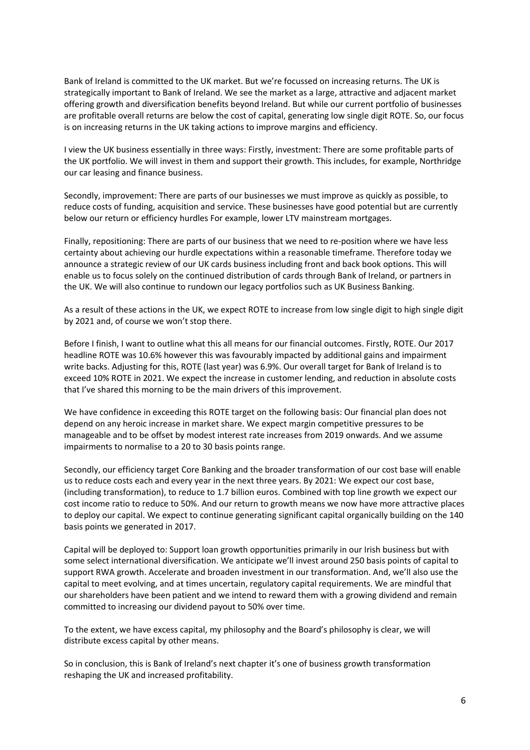Bank of Ireland is committed to the UK market. But we're focussed on increasing returns. The UK is strategically important to Bank of Ireland. We see the market as a large, attractive and adjacent market offering growth and diversification benefits beyond Ireland. But while our current portfolio of businesses are profitable overall returns are below the cost of capital, generating low single digit ROTE. So, our focus is on increasing returns in the UK taking actions to improve margins and efficiency.

I view the UK business essentially in three ways: Firstly, investment: There are some profitable parts of the UK portfolio. We will invest in them and support their growth. This includes, for example, Northridge our car leasing and finance business.

Secondly, improvement: There are parts of our businesses we must improve as quickly as possible, to reduce costs of funding, acquisition and service. These businesses have good potential but are currently below our return or efficiency hurdles For example, lower LTV mainstream mortgages.

Finally, repositioning: There are parts of our business that we need to re-position where we have less certainty about achieving our hurdle expectations within a reasonable timeframe. Therefore today we announce a strategic review of our UK cards business including front and back book options. This will enable us to focus solely on the continued distribution of cards through Bank of Ireland, or partners in the UK. We will also continue to rundown our legacy portfolios such as UK Business Banking.

As a result of these actions in the UK, we expect ROTE to increase from low single digit to high single digit by 2021 and, of course we won't stop there.

Before I finish, I want to outline what this all means for our financial outcomes. Firstly, ROTE. Our 2017 headline ROTE was 10.6% however this was favourably impacted by additional gains and impairment write backs. Adjusting for this, ROTE (last year) was 6.9%. Our overall target for Bank of Ireland is to exceed 10% ROTE in 2021. We expect the increase in customer lending, and reduction in absolute costs that I've shared this morning to be the main drivers of this improvement.

We have confidence in exceeding this ROTE target on the following basis: Our financial plan does not depend on any heroic increase in market share. We expect margin competitive pressures to be manageable and to be offset by modest interest rate increases from 2019 onwards. And we assume impairments to normalise to a 20 to 30 basis points range.

Secondly, our efficiency target Core Banking and the broader transformation of our cost base will enable us to reduce costs each and every year in the next three years. By 2021: We expect our cost base, (including transformation), to reduce to 1.7 billion euros. Combined with top line growth we expect our cost income ratio to reduce to 50%. And our return to growth means we now have more attractive places to deploy our capital. We expect to continue generating significant capital organically building on the 140 basis points we generated in 2017.

Capital will be deployed to: Support loan growth opportunities primarily in our Irish business but with some select international diversification. We anticipate we'll invest around 250 basis points of capital to support RWA growth. Accelerate and broaden investment in our transformation. And, we'll also use the capital to meet evolving, and at times uncertain, regulatory capital requirements. We are mindful that our shareholders have been patient and we intend to reward them with a growing dividend and remain committed to increasing our dividend payout to 50% over time.

To the extent, we have excess capital, my philosophy and the Board's philosophy is clear, we will distribute excess capital by other means.

So in conclusion, this is Bank of Ireland's next chapter it's one of business growth transformation reshaping the UK and increased profitability.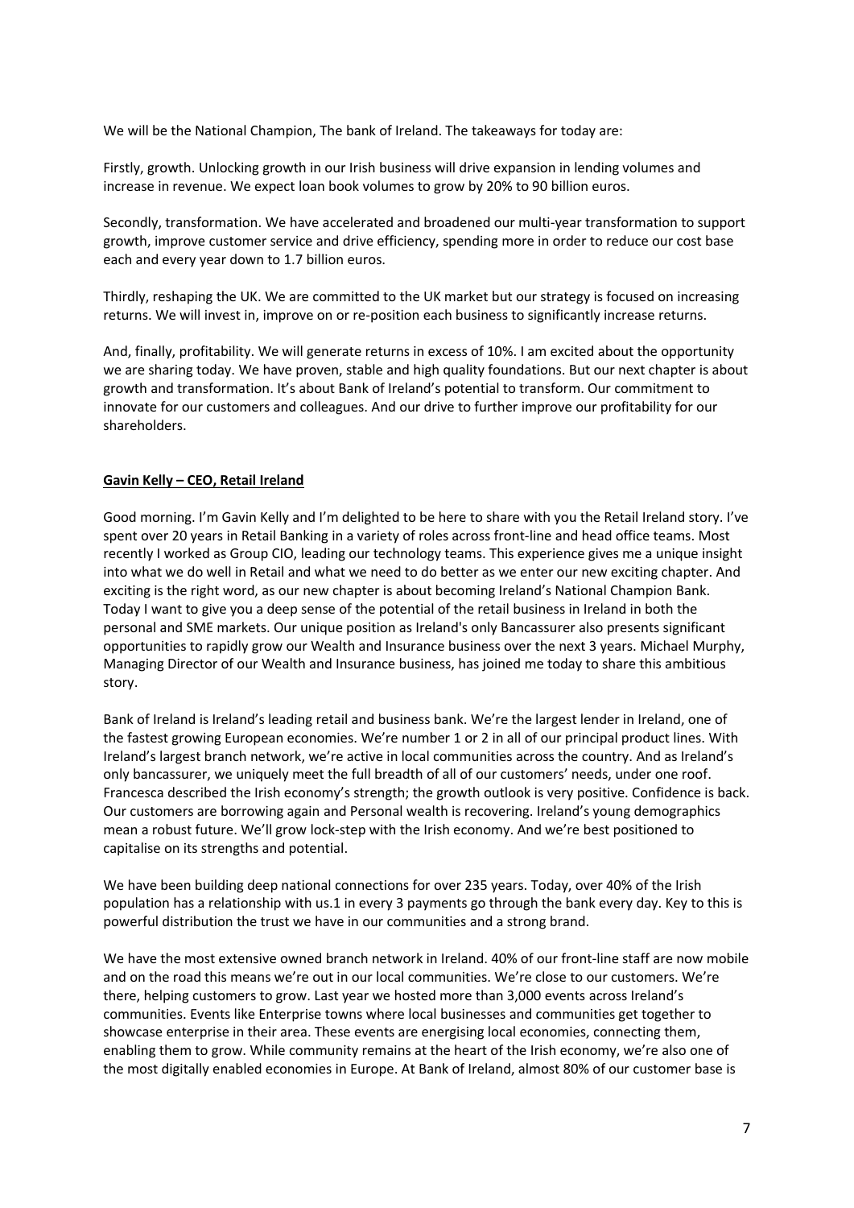We will be the National Champion, The bank of Ireland. The takeaways for today are:

Firstly, growth. Unlocking growth in our Irish business will drive expansion in lending volumes and increase in revenue. We expect loan book volumes to grow by 20% to 90 billion euros.

Secondly, transformation. We have accelerated and broadened our multi-year transformation to support growth, improve customer service and drive efficiency, spending more in order to reduce our cost base each and every year down to 1.7 billion euros.

Thirdly, reshaping the UK. We are committed to the UK market but our strategy is focused on increasing returns. We will invest in, improve on or re-position each business to significantly increase returns.

And, finally, profitability. We will generate returns in excess of 10%. I am excited about the opportunity we are sharing today. We have proven, stable and high quality foundations. But our next chapter is about growth and transformation. It's about Bank of Ireland's potential to transform. Our commitment to innovate for our customers and colleagues. And our drive to further improve our profitability for our shareholders.

## Gavin Kelly – CEO, Retail Ireland

Good morning. I'm Gavin Kelly and I'm delighted to be here to share with you the Retail Ireland story. I've spent over 20 years in Retail Banking in a variety of roles across front-line and head office teams. Most recently I worked as Group CIO, leading our technology teams. This experience gives me a unique insight into what we do well in Retail and what we need to do better as we enter our new exciting chapter. And exciting is the right word, as our new chapter is about becoming Ireland's National Champion Bank. Today I want to give you a deep sense of the potential of the retail business in Ireland in both the personal and SME markets. Our unique position as Ireland's only Bancassurer also presents significant opportunities to rapidly grow our Wealth and Insurance business over the next 3 years. Michael Murphy, Managing Director of our Wealth and Insurance business, has joined me today to share this ambitious story.

Bank of Ireland is Ireland's leading retail and business bank. We're the largest lender in Ireland, one of the fastest growing European economies. We're number 1 or 2 in all of our principal product lines. With Ireland's largest branch network, we're active in local communities across the country. And as Ireland's only bancassurer, we uniquely meet the full breadth of all of our customers' needs, under one roof. Francesca described the Irish economy's strength; the growth outlook is very positive. Confidence is back. Our customers are borrowing again and Personal wealth is recovering. Ireland's young demographics mean a robust future. We'll grow lock-step with the Irish economy. And we're best positioned to capitalise on its strengths and potential.

We have been building deep national connections for over 235 years. Today, over 40% of the Irish population has a relationship with us.1 in every 3 payments go through the bank every day. Key to this is powerful distribution the trust we have in our communities and a strong brand.

We have the most extensive owned branch network in Ireland. 40% of our front-line staff are now mobile and on the road this means we're out in our local communities. We're close to our customers. We're there, helping customers to grow. Last year we hosted more than 3,000 events across Ireland's communities. Events like Enterprise towns where local businesses and communities get together to showcase enterprise in their area. These events are energising local economies, connecting them, enabling them to grow. While community remains at the heart of the Irish economy, we're also one of the most digitally enabled economies in Europe. At Bank of Ireland, almost 80% of our customer base is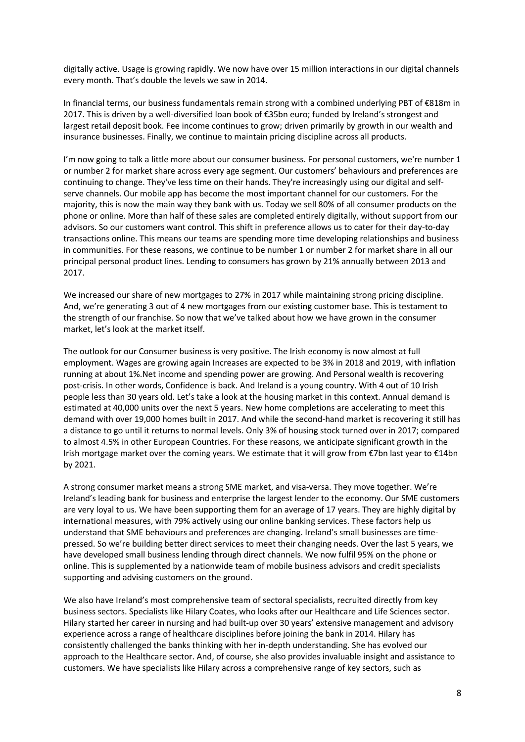digitally active. Usage is growing rapidly. We now have over 15 million interactions in our digital channels every month. That's double the levels we saw in 2014.

In financial terms, our business fundamentals remain strong with a combined underlying PBT of €818m in 2017. This is driven by a well-diversified loan book of €35bn euro; funded by Ireland's strongest and largest retail deposit book. Fee income continues to grow; driven primarily by growth in our wealth and insurance businesses. Finally, we continue to maintain pricing discipline across all products.

I'm now going to talk a little more about our consumer business. For personal customers, we're number 1 or number 2 for market share across every age segment. Our customers' behaviours and preferences are continuing to change. They've less time on their hands. They're increasingly using our digital and self-serve channels. Our mobile app has become the most important channel for our customers. For the majority, this is now the main way they bank with us. Today we sell 80% of all consumer products on the phone or online. More than half of these sales are completed entirely digitally, without support from our advisors. So our customers want control. This shift in preference allows us to cater for their day-to-day transactions online. This means our teams are spending more time developing relationships and business in communities. For these reasons, we continue to be number 1 or number 2 for market share in all our principal personal product lines. Lending to consumers has grown by 21% annually between 2013 and 2017.

We increased our share of new mortgages to 27% in 2017 while maintaining strong pricing discipline. And, we're generating 3 out of 4 new mortgages from our existing customer base. This is testament to the strength of our franchise. So now that we've talked about how we have grown in the consumer market, let's look at the market itself.

The outlook for our Consumer business is very positive. The Irish economy is now almost at full employment. Wages are growing again Increases are expected to be 3% in 2018 and 2019, with inflation running at about 1%.Net income and spending power are growing. And Personal wealth is recovering post-crisis. In other words, Confidence is back. And Ireland is a young country. With 4 out of 10 Irish people less than 30 years old. Let's take a look at the housing market in this context. Annual demand is estimated at 40,000 units over the next 5 years. New home completions are accelerating to meet this demand with over 19,000 homes built in 2017. And while the second-hand market is recovering it still has a distance to go until it returns to normal levels. Only 3% of housing stock turned over in 2017; compared to almost 4.5% in other European Countries. For these reasons, we anticipate significant growth in the Irish mortgage market over the coming years. We estimate that it will grow from €7bn last year to €14bn by 2021.

A strong consumer market means a strong SME market, and visa-versa. They move together. We're Ireland's leading bank for business and enterprise the largest lender to the economy. Our SME customers are very loyal to us. We have been supporting them for an average of 17 years. They are highly digital by international measures, with 79% actively using our online banking services. These factors help us understand that SME behaviours and preferences are changing. Ireland's small businesses are time-pressed. So we're building better direct services to meet their changing needs. Over the last 5 years, we have developed small business lending through direct channels. We now fulfil 95% on the phone or online. This is supplemented by a nationwide team of mobile business advisors and credit specialists supporting and advising customers on the ground.

We also have Ireland's most comprehensive team of sectoral specialists, recruited directly from key business sectors. Specialists like Hilary Coates, who looks after our Healthcare and Life Sciences sector. Hilary started her career in nursing and had built-up over 30 years' extensive management and advisory experience across a range of healthcare disciplines before joining the bank in 2014. Hilary has consistently challenged the banks thinking with her in-depth understanding. She has evolved our approach to the Healthcare sector. And, of course, she also provides invaluable insight and assistance to customers. We have specialists like Hilary across a comprehensive range of key sectors, such as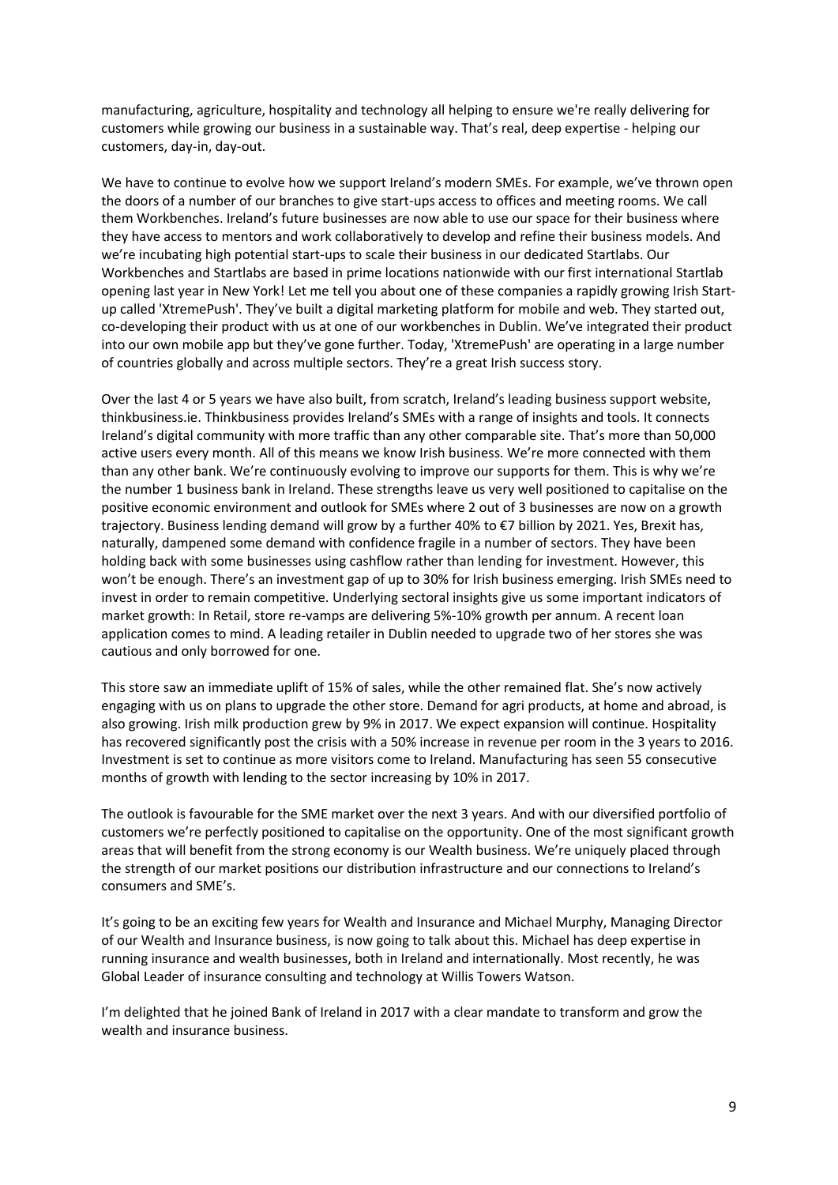manufacturing, agriculture, hospitality and technology all helping to ensure we're really delivering for customers while growing our business in a sustainable way. That's real, deep expertise - helping our customers, day-in, day-out.

We have to continue to evolve how we support Ireland's modern SMEs. For example, we've thrown open the doors of a number of our branches to give start-ups access to offices and meeting rooms. We call them Workbenches. Ireland's future businesses are now able to use our space for their business where they have access to mentors and work collaboratively to develop and refine their business models. And we're incubating high potential start-ups to scale their business in our dedicated Startlabs. Our Workbenches and Startlabs are based in prime locations nationwide with our first international Startlab opening last year in New York! Let me tell you about one of these companies a rapidly growing Irish Start-up called 'XtremePush'. They've built a digital marketing platform for mobile and web. They started out, co-developing their product with us at one of our workbenches in Dublin. We've integrated their product into our own mobile app but they've gone further. Today, 'XtremePush' are operating in a large number of countries globally and across multiple sectors. They're a great Irish success story.

Over the last 4 or 5 years we have also built, from scratch, Ireland's leading business support website, thinkbusiness.ie. Thinkbusiness provides Ireland's SMEs with a range of insights and tools. It connects Ireland's digital community with more traffic than any other comparable site. That's more than 50,000 active users every month. All of this means we know Irish business. We're more connected with them than any other bank. We're continuously evolving to improve our supports for them. This is why we're the number 1 business bank in Ireland. These strengths leave us very well positioned to capitalise on the positive economic environment and outlook for SMEs where 2 out of 3 businesses are now on a growth trajectory. Business lending demand will grow by a further 40% to €7 billion by 2021. Yes, Brexit has, naturally, dampened some demand with confidence fragile in a number of sectors. They have been holding back with some businesses using cashflow rather than lending for investment. However, this won't be enough. There's an investment gap of up to 30% for Irish business emerging. Irish SMEs need to invest in order to remain competitive. Underlying sectoral insights give us some important indicators of market growth: In Retail, store re-vamps are delivering 5%-10% growth per annum. A recent loan application comes to mind. A leading retailer in Dublin needed to upgrade two of her stores she was cautious and only borrowed for one.

This store saw an immediate uplift of 15% of sales, while the other remained flat. She's now actively engaging with us on plans to upgrade the other store. Demand for agri products, at home and abroad, is also growing. Irish milk production grew by 9% in 2017. We expect expansion will continue. Hospitality has recovered significantly post the crisis with a 50% increase in revenue per room in the 3 years to 2016. Investment is set to continue as more visitors come to Ireland. Manufacturing has seen 55 consecutive months of growth with lending to the sector increasing by 10% in 2017.

The outlook is favourable for the SME market over the next 3 years. And with our diversified portfolio of customers we're perfectly positioned to capitalise on the opportunity. One of the most significant growth areas that will benefit from the strong economy is our Wealth business. We're uniquely placed through the strength of our market positions our distribution infrastructure and our connections to Ireland's consumers and SME's.

It's going to be an exciting few years for Wealth and Insurance and Michael Murphy, Managing Director of our Wealth and Insurance business, is now going to talk about this. Michael has deep expertise in running insurance and wealth businesses, both in Ireland and internationally. Most recently, he was Global Leader of insurance consulting and technology at Willis Towers Watson.

I'm delighted that he joined Bank of Ireland in 2017 with a clear mandate to transform and grow the wealth and insurance business.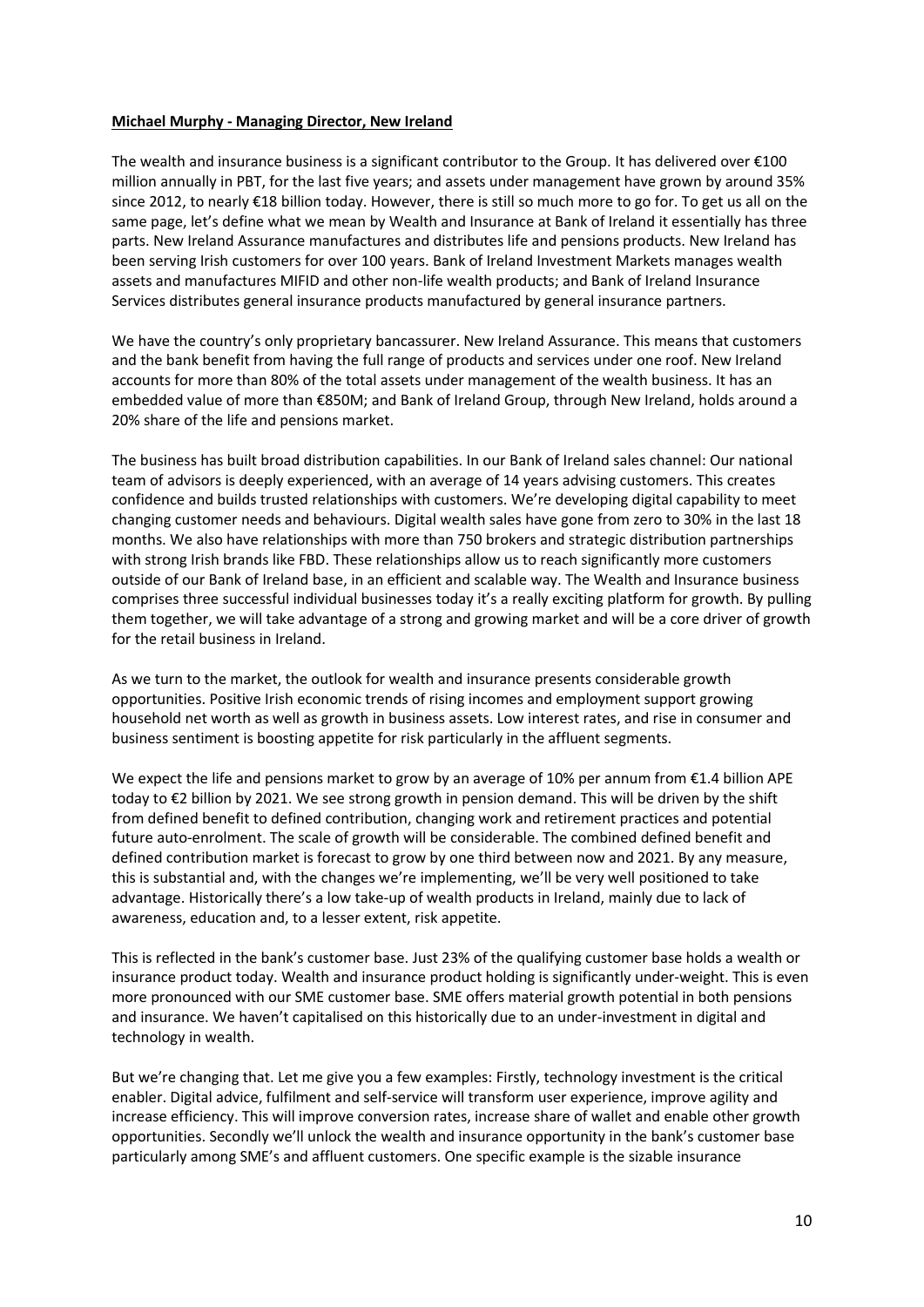**Michael Murphy - Managing Director, New Ireland**

The wealth and insurance business is a significant contributor to the Group. It has delivered over €100 million annually in PBT, for the last five years; and assets under management have grown by around 35% since 2012, to nearly €18 billion today. However, there is still so much more to go for. To get us all on the same page, let's define what we mean by Wealth and Insurance at Bank of Ireland it essentially has three parts. New Ireland Assurance manufactures and distributes life and pensions products. New Ireland has been serving Irish customers for over 100 years. Bank of Ireland Investment Markets manages wealth assets and manufactures MIFID and other non-life wealth products; and Bank of Ireland Insurance Services distributes general insurance products manufactured by general insurance partners.

We have the country's only proprietary bancassurer. New Ireland Assurance. This means that customers and the bank benefit from having the full range of products and services under one roof. New Ireland accounts for more than 80% of the total assets under management of the wealth business. It has an embedded value of more than €850M; and Bank of Ireland Group, through New Ireland, holds around a 20% share of the life and pensions market.

The business has built broad distribution capabilities. In our Bank of Ireland sales channel: Our national team of advisors is deeply experienced, with an average of 14 years advising customers. This creates confidence and builds trusted relationships with customers. We're developing digital capability to meet changing customer needs and behaviours. Digital wealth sales have gone from zero to 30% in the last 18 months. We also have relationships with more than 750 brokers and strategic distribution partnerships with strong Irish brands like FBD. These relationships allow us to reach significantly more customers outside of our Bank of Ireland base, in an efficient and scalable way. The Wealth and Insurance business comprises three successful individual businesses today it's a really exciting platform for growth. By pulling them together, we will take advantage of a strong and growing market and will be a core driver of growth for the retail business in Ireland.

As we turn to the market, the outlook for wealth and insurance presents considerable growth opportunities. Positive Irish economic trends of rising incomes and employment support growing household net worth as well as growth in business assets. Low interest rates, and rise in consumer and business sentiment is boosting appetite for risk particularly in the affluent segments.

We expect the life and pensions market to grow by an average of 10% per annum from €1.4 billion APE today to €2 billion by 2021. We see strong growth in pension demand. This will be driven by the shift from defined benefit to defined contribution, changing work and retirement practices and potential future auto-enrolment. The scale of growth will be considerable. The combined defined benefit and defined contribution market is forecast to grow by one third between now and 2021. By any measure, this is substantial and, with the changes we're implementing, we'll be very well positioned to take advantage. Historically there's a low take-up of wealth products in Ireland, mainly due to lack of awareness, education and, to a lesser extent, risk appetite.

This is reflected in the bank's customer base. Just 23% of the qualifying customer base holds a wealth or insurance product today. Wealth and insurance product holding is significantly under-weight. This is even more pronounced with our SME customer base. SME offers material growth potential in both pensions and insurance. We haven't capitalised on this historically due to an under-investment in digital and technology in wealth.

But we're changing that. Let me give you a few examples: Firstly, technology investment is the critical enabler. Digital advice, fulfilment and self-service will transform user experience, improve agility and increase efficiency. This will improve conversion rates, increase share of wallet and enable other growth opportunities. Secondly we'll unlock the wealth and insurance opportunity in the bank's customer base particularly among SME's and affluent customers. One specific example is the sizable insurance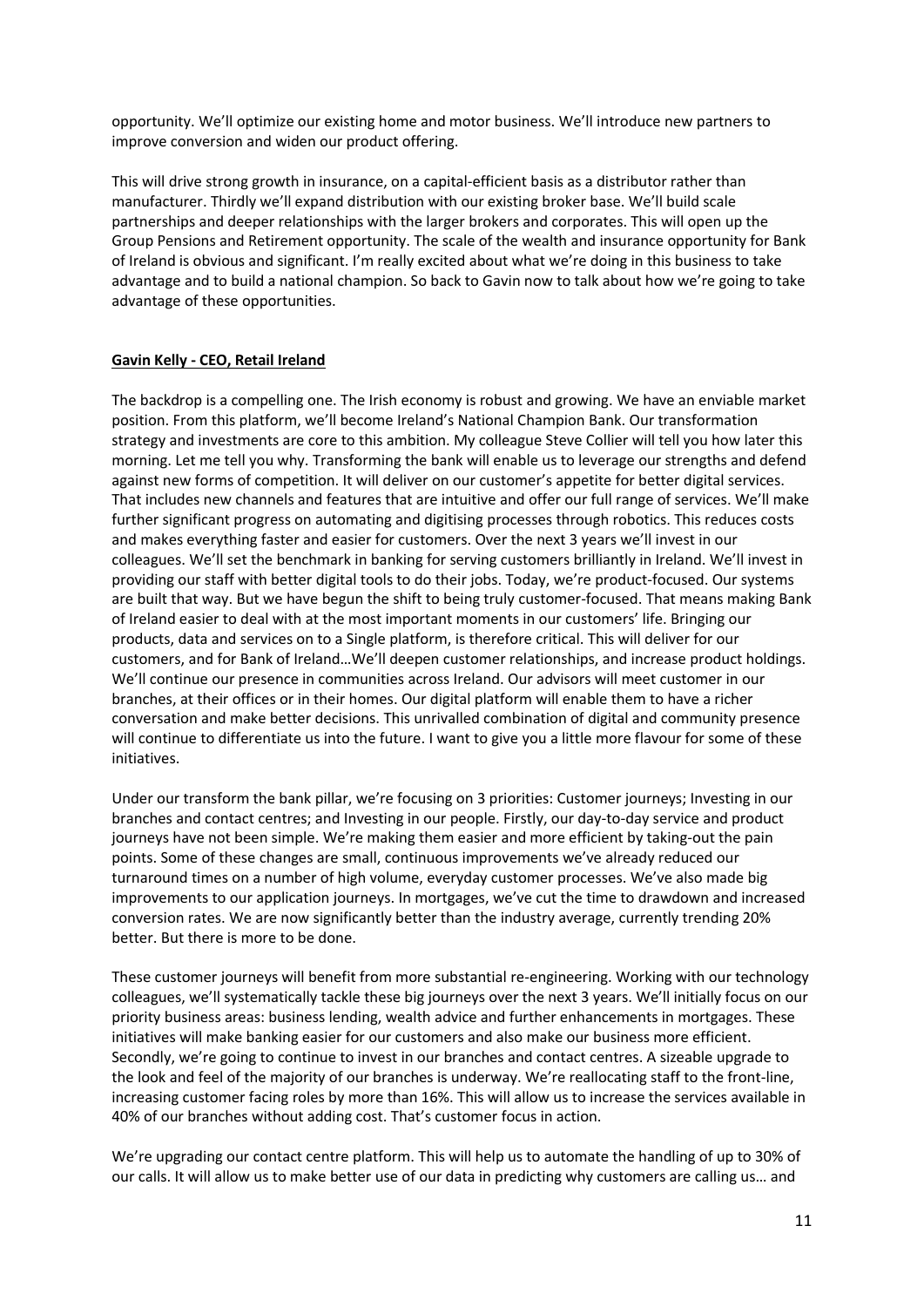opportunity. We'll optimize our existing home and motor business. We'll introduce new partners to improve conversion and widen our product offering.

This will drive strong growth in insurance, on a capital-efficient basis as a distributor rather than manufacturer. Thirdly we'll expand distribution with our existing broker base. We'll build scale partnerships and deeper relationships with the larger brokers and corporates. This will open up the Group Pensions and Retirement opportunity. The scale of the wealth and insurance opportunity for Bank of Ireland is obvious and significant. I'm really excited about what we're doing in this business to take advantage and to build a national champion. So back to Gavin now to talk about how we're going to take advantage of these opportunities.

**Gavin Kelly - CEO, Retail Ireland**

The backdrop is a compelling one. The Irish economy is robust and growing. We have an enviable market position. From this platform, we'll become Ireland's National Champion Bank. Our transformation strategy and investments are core to this ambition. My colleague Steve Collier will tell you how later this morning. Let me tell you why. Transforming the bank will enable us to leverage our strengths and defend against new forms of competition. It will deliver on our customer's appetite for better digital services. That includes new channels and features that are intuitive and offer our full range of services. We'll make further significant progress on automating and digitising processes through robotics. This reduces costs and makes everything faster and easier for customers. Over the next 3 years we'll invest in our colleagues. We'll set the benchmark in banking for serving customers brilliantly in Ireland. We'll invest in providing our staff with better digital tools to do their jobs. Today, we're product-focused. Our systems are built that way. But we have begun the shift to being truly customer-focused. That means making Bank of Ireland easier to deal with at the most important moments in our customers' life. Bringing our products, data and services on to a Single platform, is therefore critical. This will deliver for our customers, and for Bank of Ireland…We'll deepen customer relationships, and increase product holdings. We'll continue our presence in communities across Ireland. Our advisors will meet customer in our branches, at their offices or in their homes. Our digital platform will enable them to have a richer conversation and make better decisions. This unrivalled combination of digital and community presence will continue to differentiate us into the future. I want to give you a little more flavour for some of these initiatives.

Under our transform the bank pillar, we're focusing on 3 priorities: Customer journeys; Investing in our branches and contact centres; and Investing in our people. Firstly, our day-to-day service and product journeys have not been simple. We're making them easier and more efficient by taking-out the pain points. Some of these changes are small, continuous improvements we've already reduced our turnaround times on a number of high volume, everyday customer processes. We've also made big improvements to our application journeys. In mortgages, we've cut the time to drawdown and increased conversion rates. We are now significantly better than the industry average, currently trending 20% better. But there is more to be done.

These customer journeys will benefit from more substantial re-engineering. Working with our technology colleagues, we'll systematically tackle these big journeys over the next 3 years. We'll initially focus on our priority business areas: business lending, wealth advice and further enhancements in mortgages. These initiatives will make banking easier for our customers and also make our business more efficient. Secondly, we're going to continue to invest in our branches and contact centres. A sizeable upgrade to the look and feel of the majority of our branches is underway. We're reallocating staff to the front-line, increasing customer facing roles by more than 16%. This will allow us to increase the services available in 40% of our branches without adding cost. That's customer focus in action.

We're upgrading our contact centre platform. This will help us to automate the handling of up to 30% of our calls. It will allow us to make better use of our data in predicting why customers are calling us… and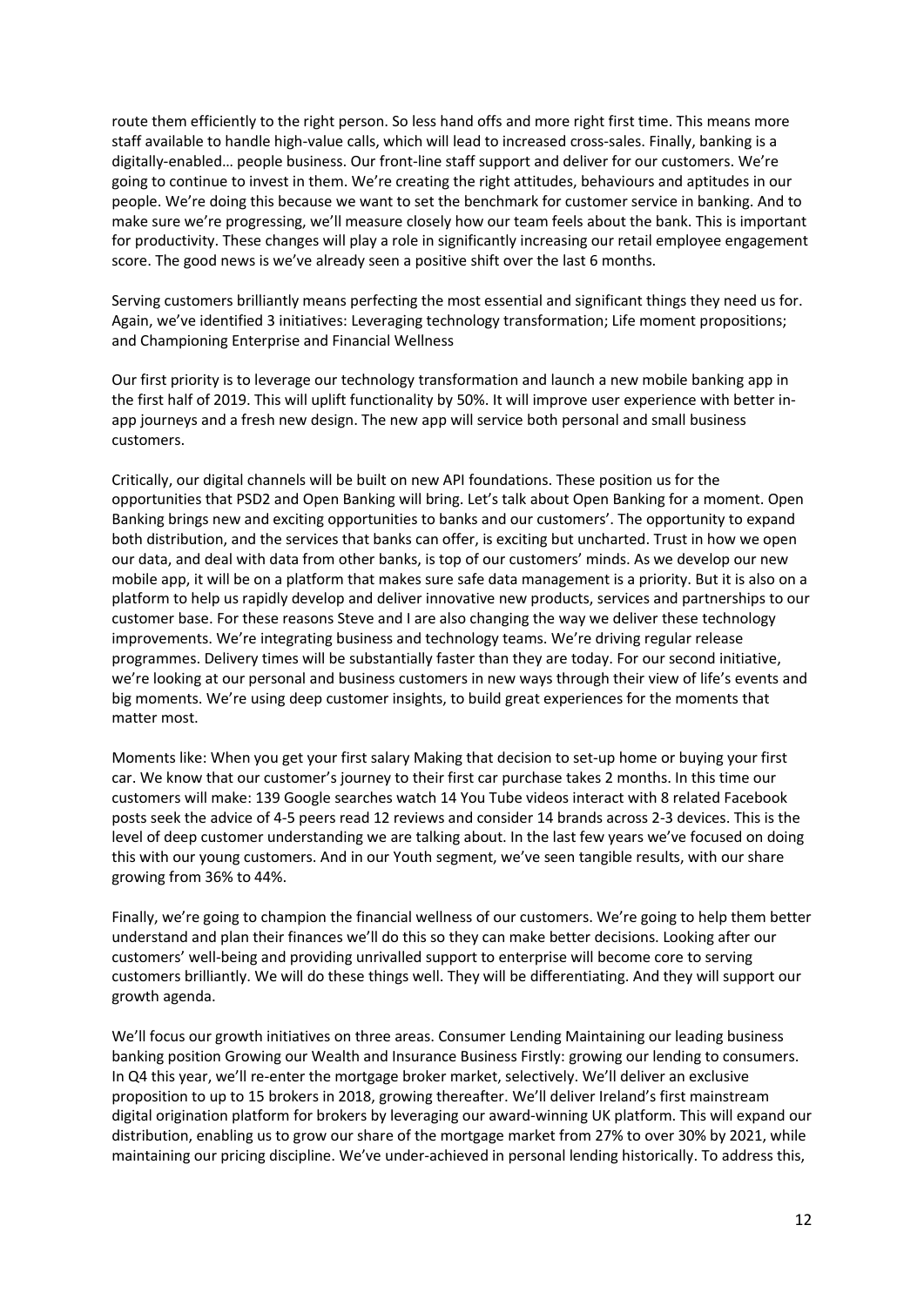route them efficiently to the right person. So less hand offs and more right first time. This means more staff available to handle high-value calls, which will lead to increased cross-sales. Finally, banking is a digitally-enabled… people business. Our front-line staff support and deliver for our customers. We're going to continue to invest in them. We're creating the right attitudes, behaviours and aptitudes in our people. We're doing this because we want to set the benchmark for customer service in banking. And to make sure we're progressing, we'll measure closely how our team feels about the bank. This is important for productivity. These changes will play a role in significantly increasing our retail employee engagement score. The good news is we've already seen a positive shift over the last 6 months.

Serving customers brilliantly means perfecting the most essential and significant things they need us for. Again, we've identified 3 initiatives: Leveraging technology transformation; Life moment propositions; and Championing Enterprise and Financial Wellness

Our first priority is to leverage our technology transformation and launch a new mobile banking app in the first half of 2019. This will uplift functionality by 50%. It will improve user experience with better in-app journeys and a fresh new design. The new app will service both personal and small business customers.

Critically, our digital channels will be built on new API foundations. These position us for the opportunities that PSD2 and Open Banking will bring. Let's talk about Open Banking for a moment. Open Banking brings new and exciting opportunities to banks and our customers'. The opportunity to expand both distribution, and the services that banks can offer, is exciting but uncharted. Trust in how we open our data, and deal with data from other banks, is top of our customers' minds. As we develop our new mobile app, it will be on a platform that makes sure safe data management is a priority. But it is also on a platform to help us rapidly develop and deliver innovative new products, services and partnerships to our customer base. For these reasons Steve and I are also changing the way we deliver these technology improvements. We're integrating business and technology teams. We're driving regular release programmes. Delivery times will be substantially faster than they are today. For our second initiative, we're looking at our personal and business customers in new ways through their view of life's events and big moments. We're using deep customer insights, to build great experiences for the moments that matter most.

Moments like: When you get your first salary Making that decision to set-up home or buying your first car. We know that our customer's journey to their first car purchase takes 2 months. In this time our customers will make: 139 Google searches watch 14 You Tube videos interact with 8 related Facebook posts seek the advice of 4-5 peers read 12 reviews and consider 14 brands across 2-3 devices. This is the level of deep customer understanding we are talking about. In the last few years we've focused on doing this with our young customers. And in our Youth segment, we've seen tangible results, with our share growing from 36% to 44%.

Finally, we're going to champion the financial wellness of our customers. We're going to help them better understand and plan their finances we'll do this so they can make better decisions. Looking after our customers' well-being and providing unrivalled support to enterprise will become core to serving customers brilliantly. We will do these things well. They will be differentiating. And they will support our growth agenda.

We'll focus our growth initiatives on three areas. Consumer Lending Maintaining our leading business banking position Growing our Wealth and Insurance Business Firstly: growing our lending to consumers. In Q4 this year, we'll re-enter the mortgage broker market, selectively. We'll deliver an exclusive proposition to up to 15 brokers in 2018, growing thereafter. We'll deliver Ireland's first mainstream digital origination platform for brokers by leveraging our award-winning UK platform. This will expand our distribution, enabling us to grow our share of the mortgage market from 27% to over 30% by 2021, while maintaining our pricing discipline. We've under-achieved in personal lending historically. To address this,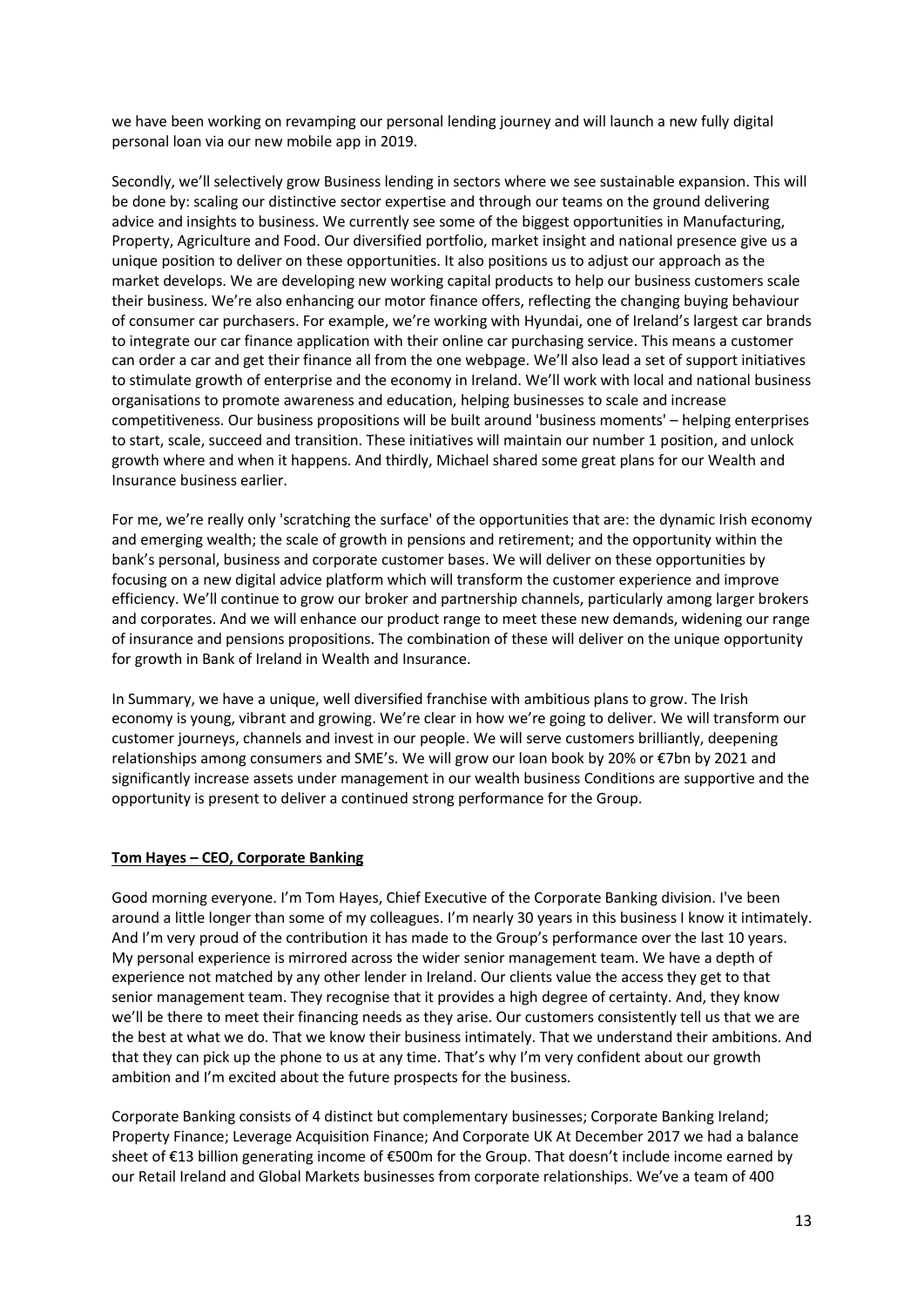we have been working on revamping our personal lending journey and will launch a new fully digital personal loan via our new mobile app in 2019.

Secondly, we'll selectively grow Business lending in sectors where we see sustainable expansion. This will be done by: scaling our distinctive sector expertise and through our teams on the ground delivering advice and insights to business. We currently see some of the biggest opportunities in Manufacturing, Property, Agriculture and Food. Our diversified portfolio, market insight and national presence give us a unique position to deliver on these opportunities. It also positions us to adjust our approach as the market develops. We are developing new working capital products to help our business customers scale their business. We're also enhancing our motor finance offers, reflecting the changing buying behaviour of consumer car purchasers. For example, we're working with Hyundai, one of Ireland's largest car brands to integrate our car finance application with their online car purchasing service. This means a customer can order a car and get their finance all from the one webpage. We'll also lead a set of support initiatives to stimulate growth of enterprise and the economy in Ireland. We'll work with local and national business organisations to promote awareness and education, helping businesses to scale and increase competitiveness. Our business propositions will be built around 'business moments' – helping enterprises to start, scale, succeed and transition. These initiatives will maintain our number 1 position, and unlock growth where and when it happens. And thirdly, Michael shared some great plans for our Wealth and Insurance business earlier.

For me, we're really only 'scratching the surface' of the opportunities that are: the dynamic Irish economy and emerging wealth; the scale of growth in pensions and retirement; and the opportunity within the bank's personal, business and corporate customer bases. We will deliver on these opportunities by focusing on a new digital advice platform which will transform the customer experience and improve efficiency. We'll continue to grow our broker and partnership channels, particularly among larger brokers and corporates. And we will enhance our product range to meet these new demands, widening our range of insurance and pensions propositions. The combination of these will deliver on the unique opportunity for growth in Bank of Ireland in Wealth and Insurance.

In Summary, we have a unique, well diversified franchise with ambitious plans to grow. The Irish economy is young, vibrant and growing. We're clear in how we're going to deliver. We will transform our customer journeys, channels and invest in our people. We will serve customers brilliantly, deepening relationships among consumers and SME's. We will grow our loan book by 20% or €7bn by 2021 and significantly increase assets under management in our wealth business Conditions are supportive and the opportunity is present to deliver a continued strong performance for the Group.

## Tom Hayes – CEO, Corporate Banking

Good morning everyone. I'm Tom Hayes, Chief Executive of the Corporate Banking division. I've been around a little longer than some of my colleagues. I'm nearly 30 years in this business I know it intimately. And I'm very proud of the contribution it has made to the Group's performance over the last 10 years. My personal experience is mirrored across the wider senior management team. We have a depth of experience not matched by any other lender in Ireland. Our clients value the access they get to that senior management team. They recognise that it provides a high degree of certainty. And, they know we'll be there to meet their financing needs as they arise. Our customers consistently tell us that we are the best at what we do. That we know their business intimately. That we understand their ambitions. And that they can pick up the phone to us at any time. That's why I'm very confident about our growth ambition and I'm excited about the future prospects for the business.

Corporate Banking consists of 4 distinct but complementary businesses; Corporate Banking Ireland; Property Finance; Leverage Acquisition Finance; And Corporate UK At December 2017 we had a balance sheet of €13 billion generating income of €500m for the Group. That doesn't include income earned by our Retail Ireland and Global Markets businesses from corporate relationships. We've a team of 400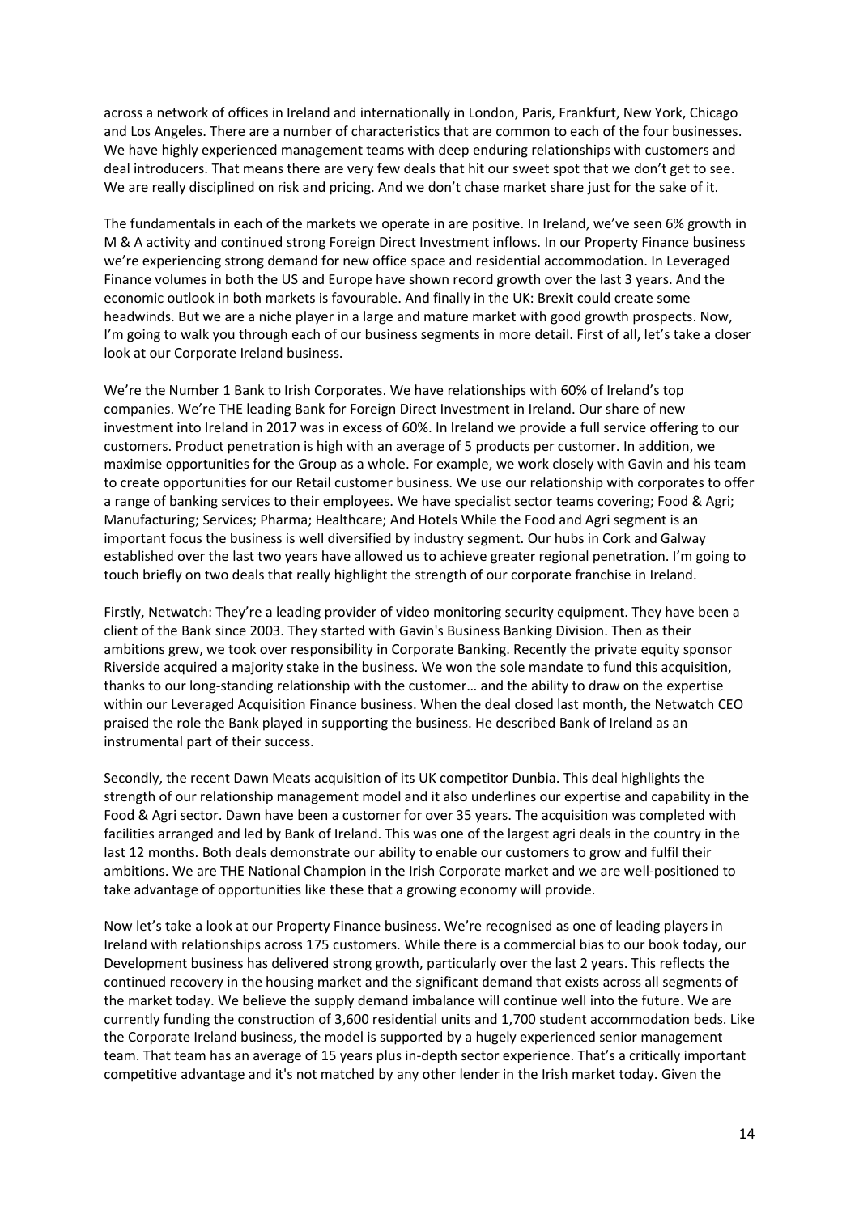across a network of offices in Ireland and internationally in London, Paris, Frankfurt, New York, Chicago and Los Angeles. There are a number of characteristics that are common to each of the four businesses. We have highly experienced management teams with deep enduring relationships with customers and deal introducers. That means there are very few deals that hit our sweet spot that we don't get to see. We are really disciplined on risk and pricing. And we don't chase market share just for the sake of it.

The fundamentals in each of the markets we operate in are positive. In Ireland, we've seen 6% growth in M & A activity and continued strong Foreign Direct Investment inflows. In our Property Finance business we're experiencing strong demand for new office space and residential accommodation. In Leveraged Finance volumes in both the US and Europe have shown record growth over the last 3 years. And the economic outlook in both markets is favourable. And finally in the UK: Brexit could create some headwinds. But we are a niche player in a large and mature market with good growth prospects. Now, I'm going to walk you through each of our business segments in more detail. First of all, let's take a closer look at our Corporate Ireland business.

We're the Number 1 Bank to Irish Corporates. We have relationships with 60% of Ireland's top companies. We're THE leading Bank for Foreign Direct Investment in Ireland. Our share of new investment into Ireland in 2017 was in excess of 60%. In Ireland we provide a full service offering to our customers. Product penetration is high with an average of 5 products per customer. In addition, we maximise opportunities for the Group as a whole. For example, we work closely with Gavin and his team to create opportunities for our Retail customer business. We use our relationship with corporates to offer a range of banking services to their employees. We have specialist sector teams covering; Food & Agri; Manufacturing; Services; Pharma; Healthcare; And Hotels While the Food and Agri segment is an important focus the business is well diversified by industry segment. Our hubs in Cork and Galway established over the last two years have allowed us to achieve greater regional penetration. I'm going to touch briefly on two deals that really highlight the strength of our corporate franchise in Ireland.

Firstly, Netwatch: They're a leading provider of video monitoring security equipment. They have been a client of the Bank since 2003. They started with Gavin's Business Banking Division. Then as their ambitions grew, we took over responsibility in Corporate Banking. Recently the private equity sponsor Riverside acquired a majority stake in the business. We won the sole mandate to fund this acquisition, thanks to our long-standing relationship with the customer… and the ability to draw on the expertise within our Leveraged Acquisition Finance business. When the deal closed last month, the Netwatch CEO praised the role the Bank played in supporting the business. He described Bank of Ireland as an instrumental part of their success.

Secondly, the recent Dawn Meats acquisition of its UK competitor Dunbia. This deal highlights the strength of our relationship management model and it also underlines our expertise and capability in the Food & Agri sector. Dawn have been a customer for over 35 years. The acquisition was completed with facilities arranged and led by Bank of Ireland. This was one of the largest agri deals in the country in the last 12 months. Both deals demonstrate our ability to enable our customers to grow and fulfil their ambitions. We are THE National Champion in the Irish Corporate market and we are well-positioned to take advantage of opportunities like these that a growing economy will provide.

Now let's take a look at our Property Finance business. We're recognised as one of leading players in Ireland with relationships across 175 customers. While there is a commercial bias to our book today, our Development business has delivered strong growth, particularly over the last 2 years. This reflects the continued recovery in the housing market and the significant demand that exists across all segments of the market today. We believe the supply demand imbalance will continue well into the future. We are currently funding the construction of 3,600 residential units and 1,700 student accommodation beds. Like the Corporate Ireland business, the model is supported by a hugely experienced senior management team. That team has an average of 15 years plus in-depth sector experience. That's a critically important competitive advantage and it's not matched by any other lender in the Irish market today. Given the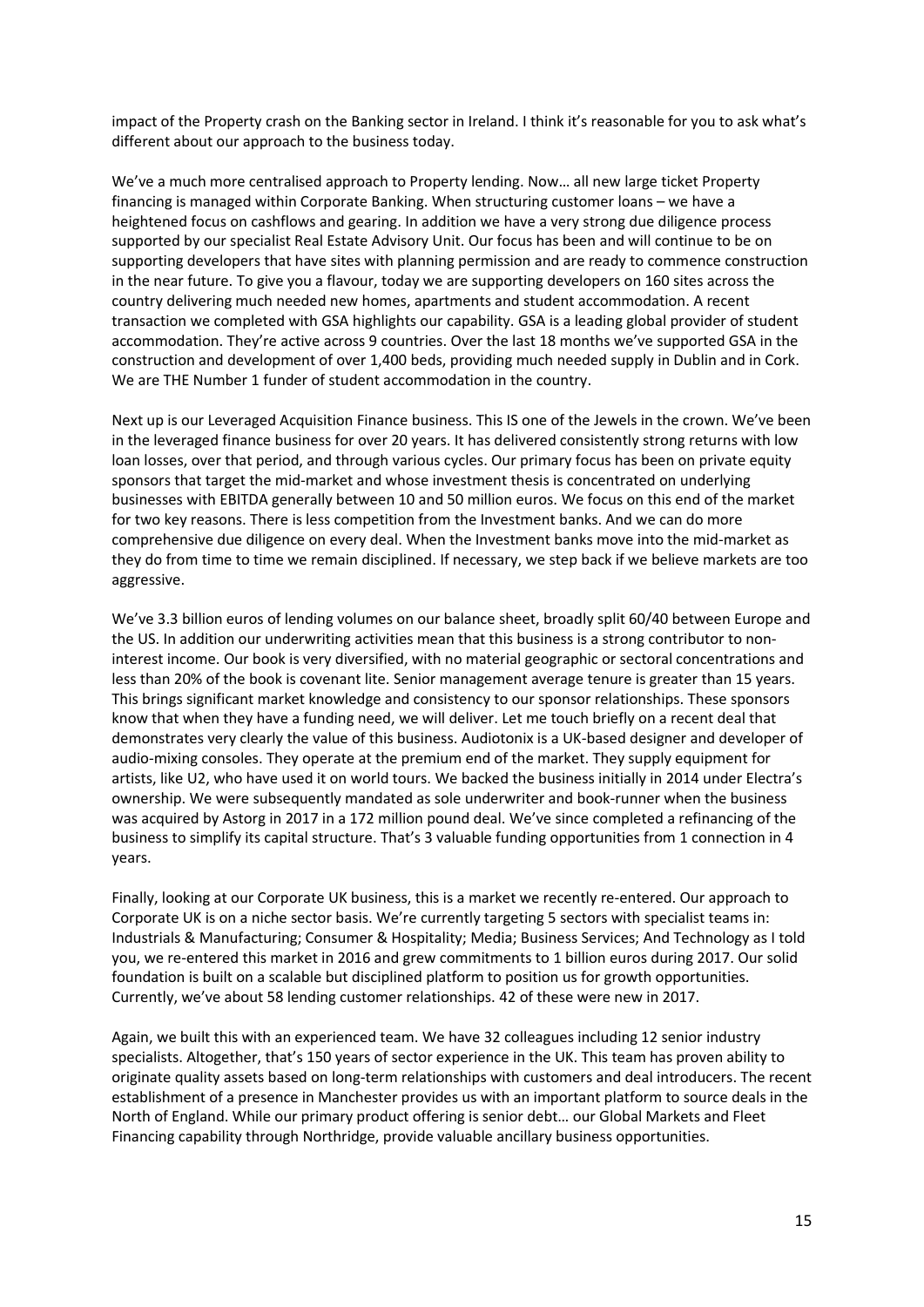impact of the Property crash on the Banking sector in Ireland. I think it's reasonable for you to ask what's different about our approach to the business today.

We've a much more centralised approach to Property lending. Now… all new large ticket Property financing is managed within Corporate Banking. When structuring customer loans – we have a heightened focus on cashflows and gearing. In addition we have a very strong due diligence process supported by our specialist Real Estate Advisory Unit. Our focus has been and will continue to be on supporting developers that have sites with planning permission and are ready to commence construction in the near future. To give you a flavour, today we are supporting developers on 160 sites across the country delivering much needed new homes, apartments and student accommodation. A recent transaction we completed with GSA highlights our capability. GSA is a leading global provider of student accommodation. They're active across 9 countries. Over the last 18 months we've supported GSA in the construction and development of over 1,400 beds, providing much needed supply in Dublin and in Cork. We are THE Number 1 funder of student accommodation in the country.

Next up is our Leveraged Acquisition Finance business. This IS one of the Jewels in the crown. We've been in the leveraged finance business for over 20 years. It has delivered consistently strong returns with low loan losses, over that period, and through various cycles. Our primary focus has been on private equity sponsors that target the mid-market and whose investment thesis is concentrated on underlying businesses with EBITDA generally between 10 and 50 million euros. We focus on this end of the market for two key reasons. There is less competition from the Investment banks. And we can do more comprehensive due diligence on every deal. When the Investment banks move into the mid-market as they do from time to time we remain disciplined. If necessary, we step back if we believe markets are too aggressive.

We've 3.3 billion euros of lending volumes on our balance sheet, broadly split 60/40 between Europe and the US. In addition our underwriting activities mean that this business is a strong contributor to non-interest income. Our book is very diversified, with no material geographic or sectoral concentrations and less than 20% of the book is covenant lite. Senior management average tenure is greater than 15 years. This brings significant market knowledge and consistency to our sponsor relationships. These sponsors know that when they have a funding need, we will deliver. Let me touch briefly on a recent deal that demonstrates very clearly the value of this business. Audiotonix is a UK-based designer and developer of audio-mixing consoles. They operate at the premium end of the market. They supply equipment for artists, like U2, who have used it on world tours. We backed the business initially in 2014 under Electra's ownership. We were subsequently mandated as sole underwriter and book-runner when the business was acquired by Astorg in 2017 in a 172 million pound deal. We've since completed a refinancing of the business to simplify its capital structure. That's 3 valuable funding opportunities from 1 connection in 4 years.

Finally, looking at our Corporate UK business, this is a market we recently re-entered. Our approach to Corporate UK is on a niche sector basis. We're currently targeting 5 sectors with specialist teams in: Industrials & Manufacturing; Consumer & Hospitality; Media; Business Services; And Technology as I told you, we re-entered this market in 2016 and grew commitments to 1 billion euros during 2017. Our solid foundation is built on a scalable but disciplined platform to position us for growth opportunities. Currently, we've about 58 lending customer relationships. 42 of these were new in 2017.

Again, we built this with an experienced team. We have 32 colleagues including 12 senior industry specialists. Altogether, that's 150 years of sector experience in the UK. This team has proven ability to originate quality assets based on long-term relationships with customers and deal introducers. The recent establishment of a presence in Manchester provides us with an important platform to source deals in the North of England. While our primary product offering is senior debt… our Global Markets and Fleet Financing capability through Northridge, provide valuable ancillary business opportunities.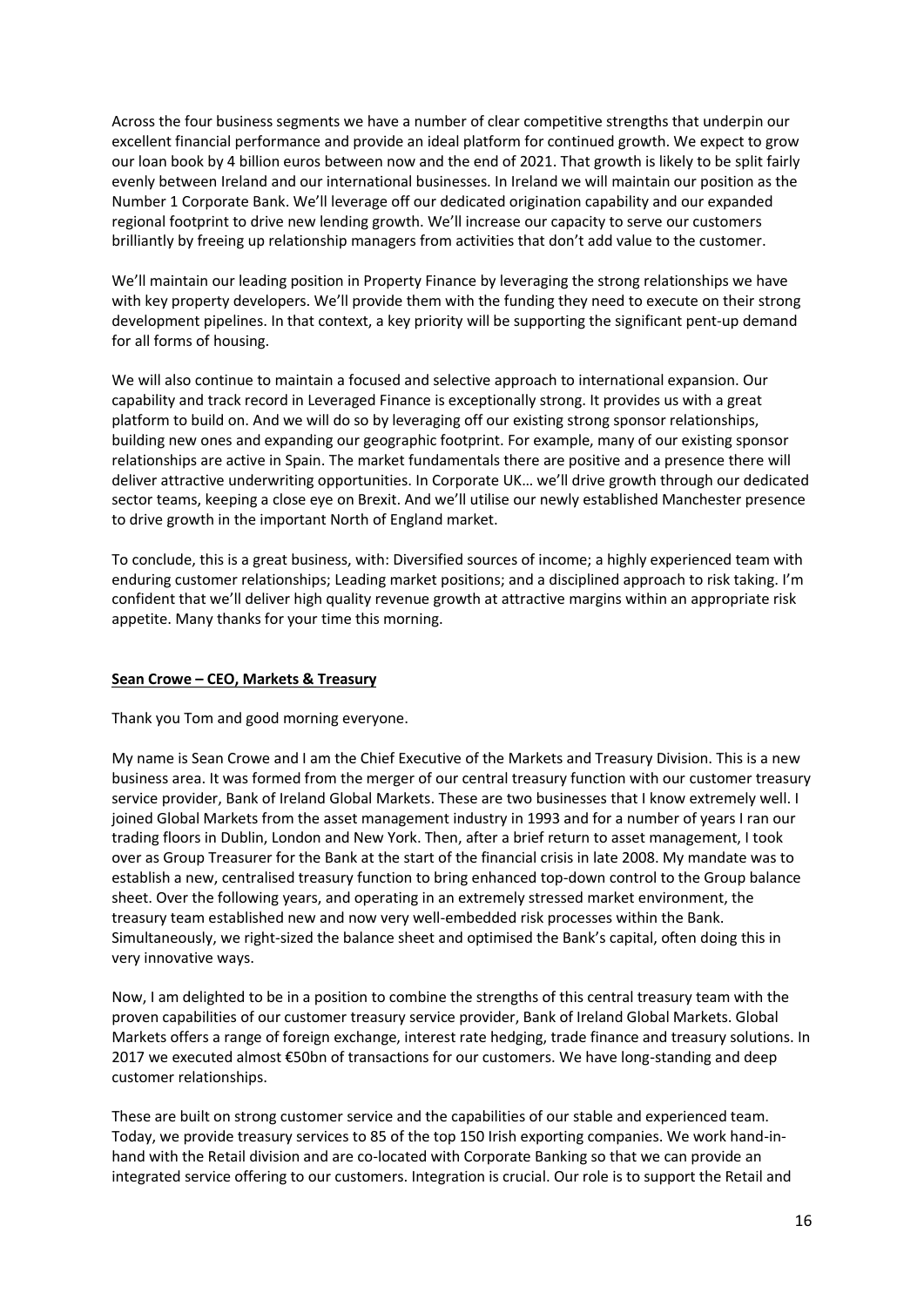Across the four business segments we have a number of clear competitive strengths that underpin our excellent financial performance and provide an ideal platform for continued growth. We expect to grow our loan book by 4 billion euros between now and the end of 2021. That growth is likely to be split fairly evenly between Ireland and our international businesses. In Ireland we will maintain our position as the Number 1 Corporate Bank. We'll leverage off our dedicated origination capability and our expanded regional footprint to drive new lending growth. We'll increase our capacity to serve our customers brilliantly by freeing up relationship managers from activities that don't add value to the customer.

We'll maintain our leading position in Property Finance by leveraging the strong relationships we have with key property developers. We'll provide them with the funding they need to execute on their strong development pipelines. In that context, a key priority will be supporting the significant pent-up demand for all forms of housing.

We will also continue to maintain a focused and selective approach to international expansion. Our capability and track record in Leveraged Finance is exceptionally strong. It provides us with a great platform to build on. And we will do so by leveraging off our existing strong sponsor relationships, building new ones and expanding our geographic footprint. For example, many of our existing sponsor relationships are active in Spain. The market fundamentals there are positive and a presence there will deliver attractive underwriting opportunities. In Corporate UK… we'll drive growth through our dedicated sector teams, keeping a close eye on Brexit. And we'll utilise our newly established Manchester presence to drive growth in the important North of England market.

To conclude, this is a great business, with: Diversified sources of income; a highly experienced team with enduring customer relationships; Leading market positions; and a disciplined approach to risk taking. I'm confident that we'll deliver high quality revenue growth at attractive margins within an appropriate risk appetite. Many thanks for your time this morning.

**<u>Sean Crowe – CEO, Markets & Treasury</u>**

Thank you Tom and good morning everyone.

My name is Sean Crowe and I am the Chief Executive of the Markets and Treasury Division. This is a new business area. It was formed from the merger of our central treasury function with our customer treasury service provider, Bank of Ireland Global Markets. These are two businesses that I know extremely well. I joined Global Markets from the asset management industry in 1993 and for a number of years I ran our trading floors in Dublin, London and New York. Then, after a brief return to asset management, I took over as Group Treasurer for the Bank at the start of the financial crisis in late 2008. My mandate was to establish a new, centralised treasury function to bring enhanced top-down control to the Group balance sheet. Over the following years, and operating in an extremely stressed market environment, the treasury team established new and now very well-embedded risk processes within the Bank. Simultaneously, we right-sized the balance sheet and optimised the Bank's capital, often doing this in very innovative ways.

Now, I am delighted to be in a position to combine the strengths of this central treasury team with the proven capabilities of our customer treasury service provider, Bank of Ireland Global Markets. Global Markets offers a range of foreign exchange, interest rate hedging, trade finance and treasury solutions. In 2017 we executed almost €50bn of transactions for our customers. We have long-standing and deep customer relationships.

These are built on strong customer service and the capabilities of our stable and experienced team. Today, we provide treasury services to 85 of the top 150 Irish exporting companies. We work hand-in-hand with the Retail division and are co-located with Corporate Banking so that we can provide an integrated service offering to our customers. Integration is crucial. Our role is to support the Retail and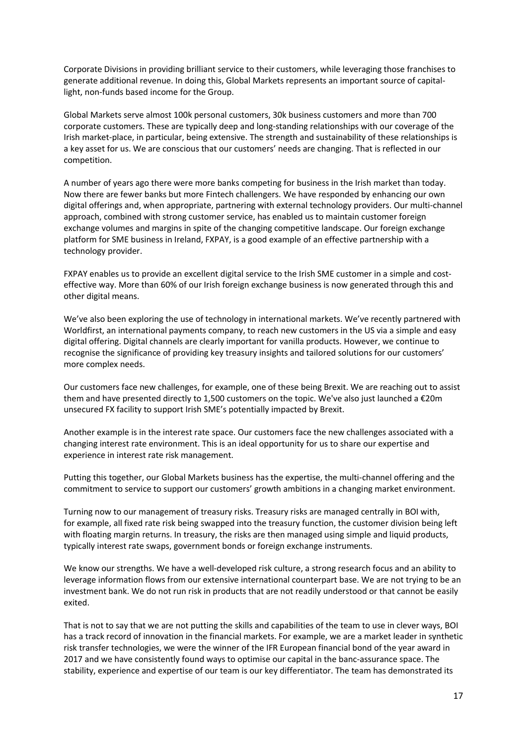Corporate Divisions in providing brilliant service to their customers, while leveraging those franchises to generate additional revenue. In doing this, Global Markets represents an important source of capital-light, non-funds based income for the Group.

Global Markets serve almost 100k personal customers, 30k business customers and more than 700 corporate customers. These are typically deep and long-standing relationships with our coverage of the Irish market-place, in particular, being extensive. The strength and sustainability of these relationships is a key asset for us. We are conscious that our customers' needs are changing. That is reflected in our competition.

A number of years ago there were more banks competing for business in the Irish market than today. Now there are fewer banks but more Fintech challengers. We have responded by enhancing our own digital offerings and, when appropriate, partnering with external technology providers. Our multi-channel approach, combined with strong customer service, has enabled us to maintain customer foreign exchange volumes and margins in spite of the changing competitive landscape. Our foreign exchange platform for SME business in Ireland, FXPAY, is a good example of an effective partnership with a technology provider.

FXPAY enables us to provide an excellent digital service to the Irish SME customer in a simple and cost-effective way. More than 60% of our Irish foreign exchange business is now generated through this and other digital means.

We've also been exploring the use of technology in international markets. We've recently partnered with Worldfirst, an international payments company, to reach new customers in the US via a simple and easy digital offering. Digital channels are clearly important for vanilla products. However, we continue to recognise the significance of providing key treasury insights and tailored solutions for our customers' more complex needs.

Our customers face new challenges, for example, one of these being Brexit. We are reaching out to assist them and have presented directly to 1,500 customers on the topic. We've also just launched a €20m unsecured FX facility to support Irish SME's potentially impacted by Brexit.

Another example is in the interest rate space. Our customers face the new challenges associated with a changing interest rate environment. This is an ideal opportunity for us to share our expertise and experience in interest rate risk management.

Putting this together, our Global Markets business has the expertise, the multi-channel offering and the commitment to service to support our customers' growth ambitions in a changing market environment.

Turning now to our management of treasury risks. Treasury risks are managed centrally in BOI with, for example, all fixed rate risk being swapped into the treasury function, the customer division being left with floating margin returns. In treasury, the risks are then managed using simple and liquid products, typically interest rate swaps, government bonds or foreign exchange instruments.

We know our strengths. We have a well-developed risk culture, a strong research focus and an ability to leverage information flows from our extensive international counterpart base. We are not trying to be an investment bank. We do not run risk in products that are not readily understood or that cannot be easily exited.

That is not to say that we are not putting the skills and capabilities of the team to use in clever ways, BOI has a track record of innovation in the financial markets. For example, we are a market leader in synthetic risk transfer technologies, we were the winner of the IFR European financial bond of the year award in 2017 and we have consistently found ways to optimise our capital in the banc-assurance space. The stability, experience and expertise of our team is our key differentiator. The team has demonstrated its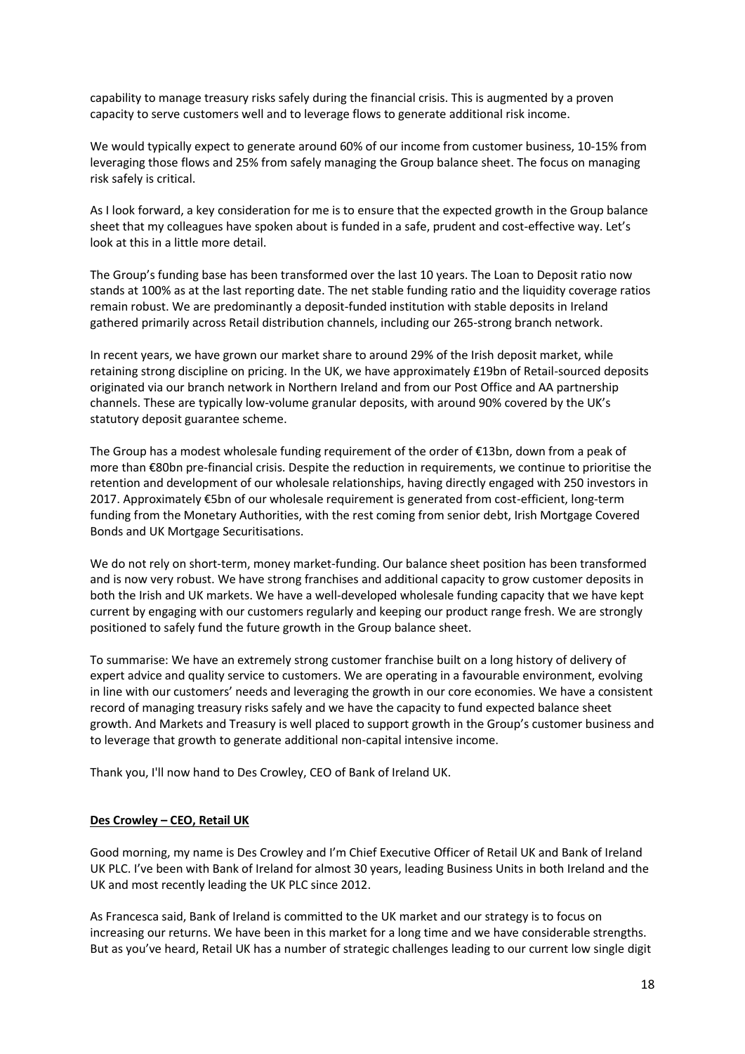capability to manage treasury risks safely during the financial crisis. This is augmented by a proven capacity to serve customers well and to leverage flows to generate additional risk income.

We would typically expect to generate around 60% of our income from customer business, 10-15% from leveraging those flows and 25% from safely managing the Group balance sheet. The focus on managing risk safely is critical.

As I look forward, a key consideration for me is to ensure that the expected growth in the Group balance sheet that my colleagues have spoken about is funded in a safe, prudent and cost-effective way. Let's look at this in a little more detail.

The Group's funding base has been transformed over the last 10 years. The Loan to Deposit ratio now stands at 100% as at the last reporting date. The net stable funding ratio and the liquidity coverage ratios remain robust. We are predominantly a deposit-funded institution with stable deposits in Ireland gathered primarily across Retail distribution channels, including our 265-strong branch network.

In recent years, we have grown our market share to around 29% of the Irish deposit market, while retaining strong discipline on pricing. In the UK, we have approximately £19bn of Retail-sourced deposits originated via our branch network in Northern Ireland and from our Post Office and AA partnership channels. These are typically low-volume granular deposits, with around 90% covered by the UK's statutory deposit guarantee scheme.

The Group has a modest wholesale funding requirement of the order of €13bn, down from a peak of more than €80bn pre-financial crisis. Despite the reduction in requirements, we continue to prioritise the retention and development of our wholesale relationships, having directly engaged with 250 investors in 2017. Approximately €5bn of our wholesale requirement is generated from cost-efficient, long-term funding from the Monetary Authorities, with the rest coming from senior debt, Irish Mortgage Covered Bonds and UK Mortgage Securitisations.

We do not rely on short-term, money market-funding. Our balance sheet position has been transformed and is now very robust. We have strong franchises and additional capacity to grow customer deposits in both the Irish and UK markets. We have a well-developed wholesale funding capacity that we have kept current by engaging with our customers regularly and keeping our product range fresh. We are strongly positioned to safely fund the future growth in the Group balance sheet.

To summarise: We have an extremely strong customer franchise built on a long history of delivery of expert advice and quality service to customers. We are operating in a favourable environment, evolving in line with our customers' needs and leveraging the growth in our core economies. We have a consistent record of managing treasury risks safely and we have the capacity to fund expected balance sheet growth. And Markets and Treasury is well placed to support growth in the Group's customer business and to leverage that growth to generate additional non-capital intensive income.

Thank you, I'll now hand to Des Crowley, CEO of Bank of Ireland UK.

**Des Crowley – CEO, Retail UK**

Good morning, my name is Des Crowley and I'm Chief Executive Officer of Retail UK and Bank of Ireland UK PLC. I've been with Bank of Ireland for almost 30 years, leading Business Units in both Ireland and the UK and most recently leading the UK PLC since 2012.

As Francesca said, Bank of Ireland is committed to the UK market and our strategy is to focus on increasing our returns. We have been in this market for a long time and we have considerable strengths. But as you've heard, Retail UK has a number of strategic challenges leading to our current low single digit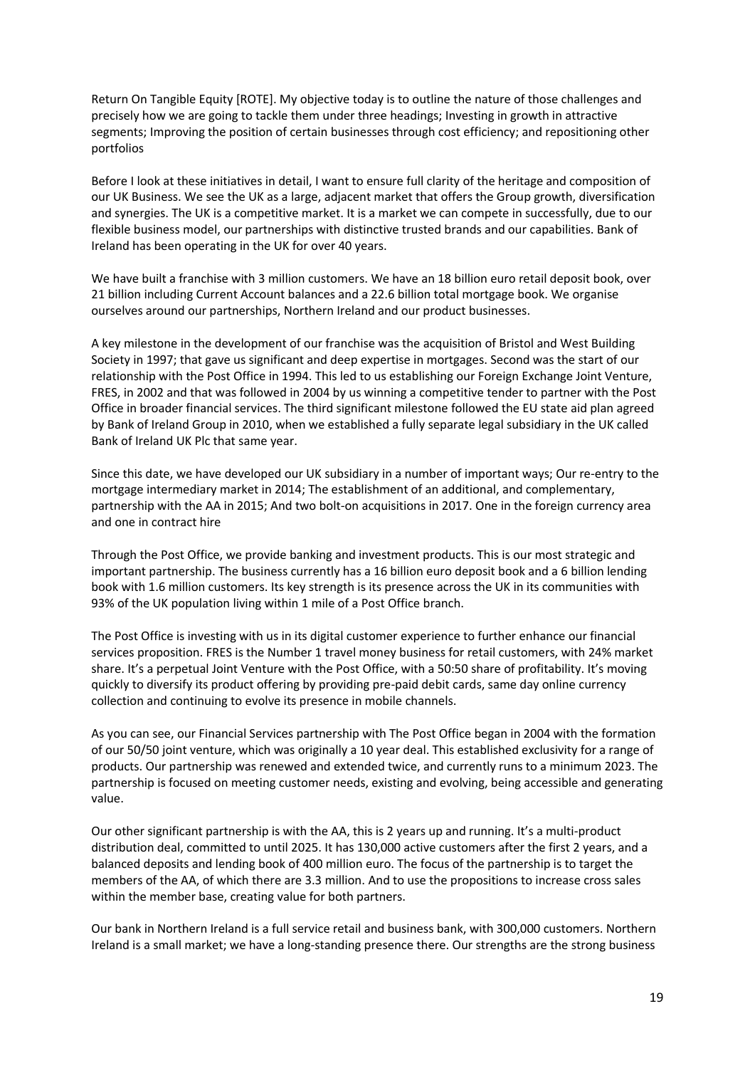Return On Tangible Equity [ROTE]. My objective today is to outline the nature of those challenges and precisely how we are going to tackle them under three headings; Investing in growth in attractive segments; Improving the position of certain businesses through cost efficiency; and repositioning other portfolios

Before I look at these initiatives in detail, I want to ensure full clarity of the heritage and composition of our UK Business. We see the UK as a large, adjacent market that offers the Group growth, diversification and synergies. The UK is a competitive market. It is a market we can compete in successfully, due to our flexible business model, our partnerships with distinctive trusted brands and our capabilities. Bank of Ireland has been operating in the UK for over 40 years.

We have built a franchise with 3 million customers. We have an 18 billion euro retail deposit book, over 21 billion including Current Account balances and a 22.6 billion total mortgage book. We organise ourselves around our partnerships, Northern Ireland and our product businesses.

A key milestone in the development of our franchise was the acquisition of Bristol and West Building Society in 1997; that gave us significant and deep expertise in mortgages. Second was the start of our relationship with the Post Office in 1994. This led to us establishing our Foreign Exchange Joint Venture, FRES, in 2002 and that was followed in 2004 by us winning a competitive tender to partner with the Post Office in broader financial services. The third significant milestone followed the EU state aid plan agreed by Bank of Ireland Group in 2010, when we established a fully separate legal subsidiary in the UK called Bank of Ireland UK Plc that same year.

Since this date, we have developed our UK subsidiary in a number of important ways; Our re-entry to the mortgage intermediary market in 2014; The establishment of an additional, and complementary, partnership with the AA in 2015; And two bolt-on acquisitions in 2017. One in the foreign currency area and one in contract hire

Through the Post Office, we provide banking and investment products. This is our most strategic and important partnership. The business currently has a 16 billion euro deposit book and a 6 billion lending book with 1.6 million customers. Its key strength is its presence across the UK in its communities with 93% of the UK population living within 1 mile of a Post Office branch.

The Post Office is investing with us in its digital customer experience to further enhance our financial services proposition. FRES is the Number 1 travel money business for retail customers, with 24% market share. It's a perpetual Joint Venture with the Post Office, with a 50:50 share of profitability. It's moving quickly to diversify its product offering by providing pre-paid debit cards, same day online currency collection and continuing to evolve its presence in mobile channels.

As you can see, our Financial Services partnership with The Post Office began in 2004 with the formation of our 50/50 joint venture, which was originally a 10 year deal. This established exclusivity for a range of products. Our partnership was renewed and extended twice, and currently runs to a minimum 2023. The partnership is focused on meeting customer needs, existing and evolving, being accessible and generating value.

Our other significant partnership is with the AA, this is 2 years up and running. It's a multi-product distribution deal, committed to until 2025. It has 130,000 active customers after the first 2 years, and a balanced deposits and lending book of 400 million euro. The focus of the partnership is to target the members of the AA, of which there are 3.3 million. And to use the propositions to increase cross sales within the member base, creating value for both partners.

Our bank in Northern Ireland is a full service retail and business bank, with 300,000 customers. Northern Ireland is a small market; we have a long-standing presence there. Our strengths are the strong business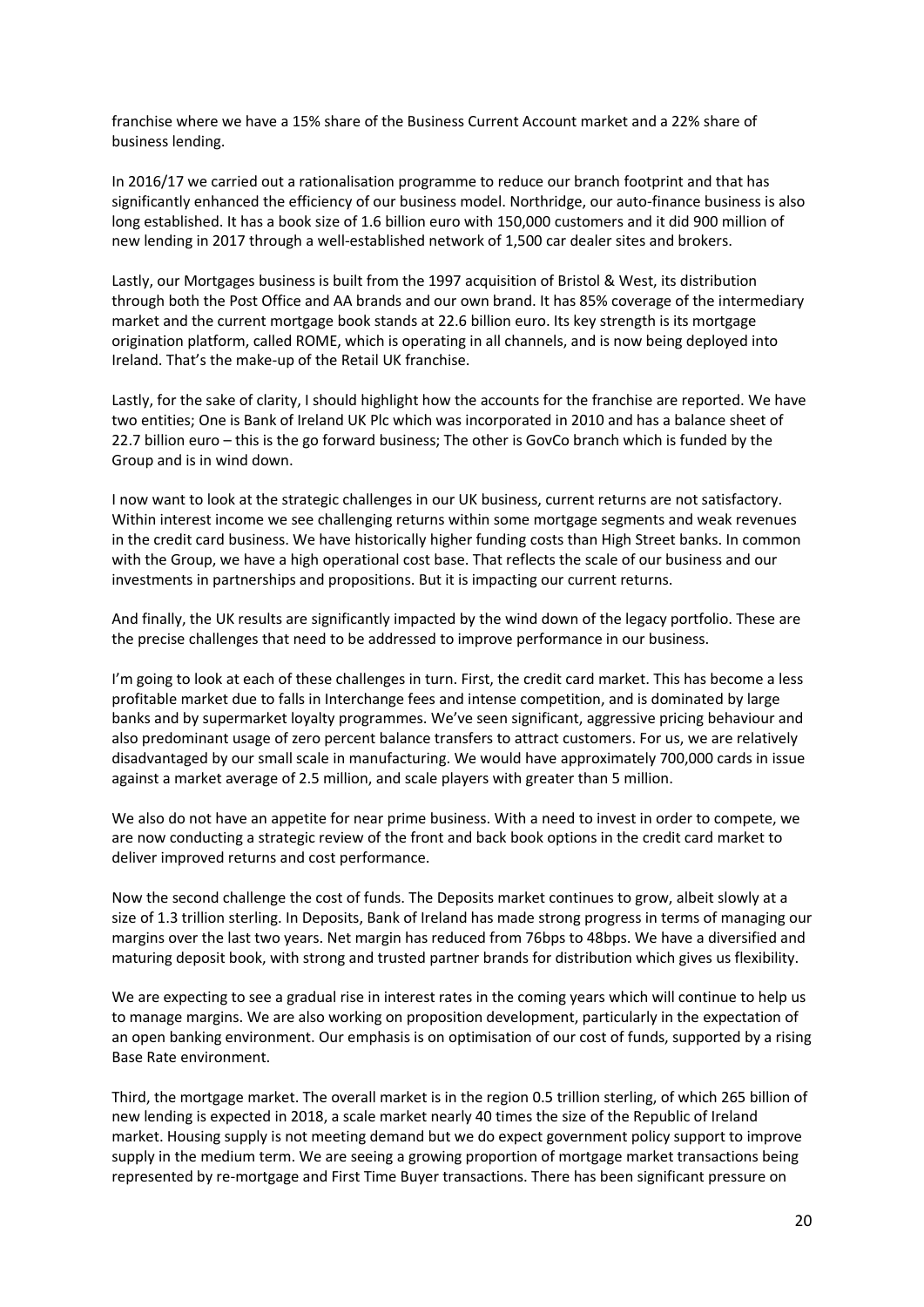franchise where we have a 15% share of the Business Current Account market and a 22% share of business lending.

In 2016/17 we carried out a rationalisation programme to reduce our branch footprint and that has significantly enhanced the efficiency of our business model. Northridge, our auto-finance business is also long established. It has a book size of 1.6 billion euro with 150,000 customers and it did 900 million of new lending in 2017 through a well-established network of 1,500 car dealer sites and brokers.

Lastly, our Mortgages business is built from the 1997 acquisition of Bristol & West, its distribution through both the Post Office and AA brands and our own brand. It has 85% coverage of the intermediary market and the current mortgage book stands at 22.6 billion euro. Its key strength is its mortgage origination platform, called ROME, which is operating in all channels, and is now being deployed into Ireland. That's the make-up of the Retail UK franchise.

Lastly, for the sake of clarity, I should highlight how the accounts for the franchise are reported. We have two entities; One is Bank of Ireland UK Plc which was incorporated in 2010 and has a balance sheet of 22.7 billion euro – this is the go forward business; The other is GovCo branch which is funded by the Group and is in wind down.

I now want to look at the strategic challenges in our UK business, current returns are not satisfactory. Within interest income we see challenging returns within some mortgage segments and weak revenues in the credit card business. We have historically higher funding costs than High Street banks. In common with the Group, we have a high operational cost base. That reflects the scale of our business and our investments in partnerships and propositions. But it is impacting our current returns.

And finally, the UK results are significantly impacted by the wind down of the legacy portfolio. These are the precise challenges that need to be addressed to improve performance in our business.

I'm going to look at each of these challenges in turn. First, the credit card market. This has become a less profitable market due to falls in Interchange fees and intense competition, and is dominated by large banks and by supermarket loyalty programmes. We've seen significant, aggressive pricing behaviour and also predominant usage of zero percent balance transfers to attract customers. For us, we are relatively disadvantaged by our small scale in manufacturing. We would have approximately 700,000 cards in issue against a market average of 2.5 million, and scale players with greater than 5 million.

We also do not have an appetite for near prime business. With a need to invest in order to compete, we are now conducting a strategic review of the front and back book options in the credit card market to deliver improved returns and cost performance.

Now the second challenge the cost of funds. The Deposits market continues to grow, albeit slowly at a size of 1.3 trillion sterling. In Deposits, Bank of Ireland has made strong progress in terms of managing our margins over the last two years. Net margin has reduced from 76bps to 48bps. We have a diversified and maturing deposit book, with strong and trusted partner brands for distribution which gives us flexibility.

We are expecting to see a gradual rise in interest rates in the coming years which will continue to help us to manage margins. We are also working on proposition development, particularly in the expectation of an open banking environment. Our emphasis is on optimisation of our cost of funds, supported by a rising Base Rate environment.

Third, the mortgage market. The overall market is in the region 0.5 trillion sterling, of which 265 billion of new lending is expected in 2018, a scale market nearly 40 times the size of the Republic of Ireland market. Housing supply is not meeting demand but we do expect government policy support to improve supply in the medium term. We are seeing a growing proportion of mortgage market transactions being represented by re-mortgage and First Time Buyer transactions. There has been significant pressure on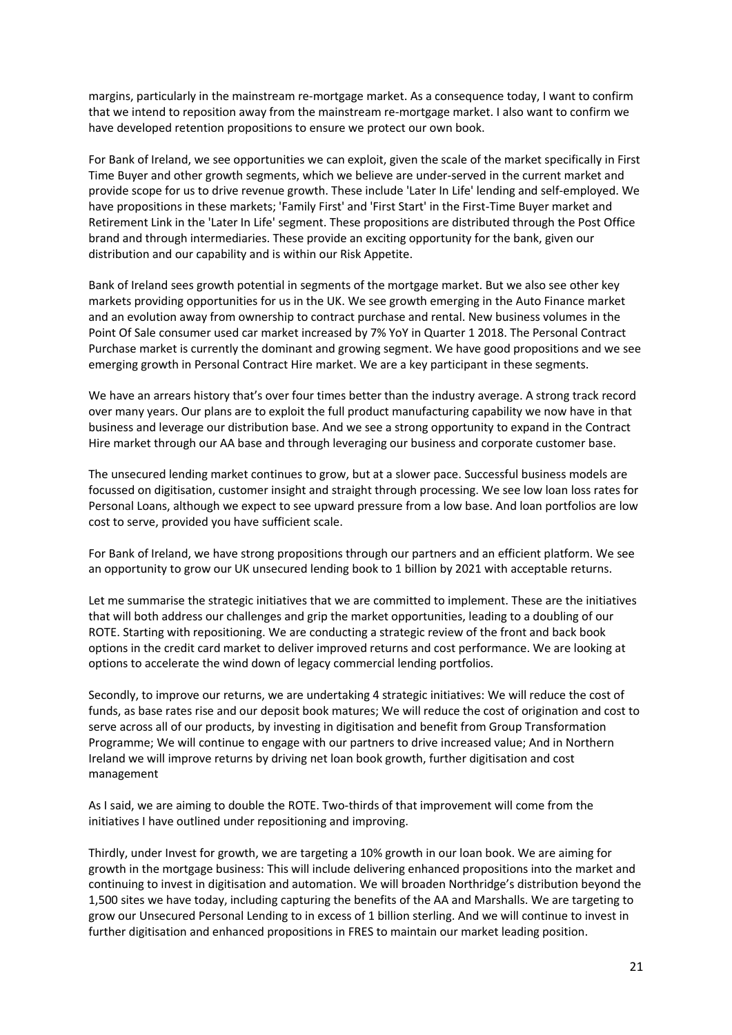margins, particularly in the mainstream re-mortgage market. As a consequence today, I want to confirm that we intend to reposition away from the mainstream re-mortgage market. I also want to confirm we have developed retention propositions to ensure we protect our own book.

For Bank of Ireland, we see opportunities we can exploit, given the scale of the market specifically in First Time Buyer and other growth segments, which we believe are under-served in the current market and provide scope for us to drive revenue growth. These include 'Later In Life' lending and self-employed. We have propositions in these markets; 'Family First' and 'First Start' in the First-Time Buyer market and Retirement Link in the 'Later In Life' segment. These propositions are distributed through the Post Office brand and through intermediaries. These provide an exciting opportunity for the bank, given our distribution and our capability and is within our Risk Appetite.

Bank of Ireland sees growth potential in segments of the mortgage market. But we also see other key markets providing opportunities for us in the UK. We see growth emerging in the Auto Finance market and an evolution away from ownership to contract purchase and rental. New business volumes in the Point Of Sale consumer used car market increased by 7% YoY in Quarter 1 2018. The Personal Contract Purchase market is currently the dominant and growing segment. We have good propositions and we see emerging growth in Personal Contract Hire market. We are a key participant in these segments.

We have an arrears history that's over four times better than the industry average. A strong track record over many years. Our plans are to exploit the full product manufacturing capability we now have in that business and leverage our distribution base. And we see a strong opportunity to expand in the Contract Hire market through our AA base and through leveraging our business and corporate customer base.

The unsecured lending market continues to grow, but at a slower pace. Successful business models are focussed on digitisation, customer insight and straight through processing. We see low loan loss rates for Personal Loans, although we expect to see upward pressure from a low base. And loan portfolios are low cost to serve, provided you have sufficient scale.

For Bank of Ireland, we have strong propositions through our partners and an efficient platform. We see an opportunity to grow our UK unsecured lending book to 1 billion by 2021 with acceptable returns.

Let me summarise the strategic initiatives that we are committed to implement. These are the initiatives that will both address our challenges and grip the market opportunities, leading to a doubling of our ROTE. Starting with repositioning. We are conducting a strategic review of the front and back book options in the credit card market to deliver improved returns and cost performance. We are looking at options to accelerate the wind down of legacy commercial lending portfolios.

Secondly, to improve our returns, we are undertaking 4 strategic initiatives: We will reduce the cost of funds, as base rates rise and our deposit book matures; We will reduce the cost of origination and cost to serve across all of our products, by investing in digitisation and benefit from Group Transformation Programme; We will continue to engage with our partners to drive increased value; And in Northern Ireland we will improve returns by driving net loan book growth, further digitisation and cost management

As I said, we are aiming to double the ROTE. Two-thirds of that improvement will come from the initiatives I have outlined under repositioning and improving.

Thirdly, under Invest for growth, we are targeting a 10% growth in our loan book. We are aiming for growth in the mortgage business: This will include delivering enhanced propositions into the market and continuing to invest in digitisation and automation. We will broaden Northridge's distribution beyond the 1,500 sites we have today, including capturing the benefits of the AA and Marshalls. We are targeting to grow our Unsecured Personal Lending to in excess of 1 billion sterling. And we will continue to invest in further digitisation and enhanced propositions in FRES to maintain our market leading position.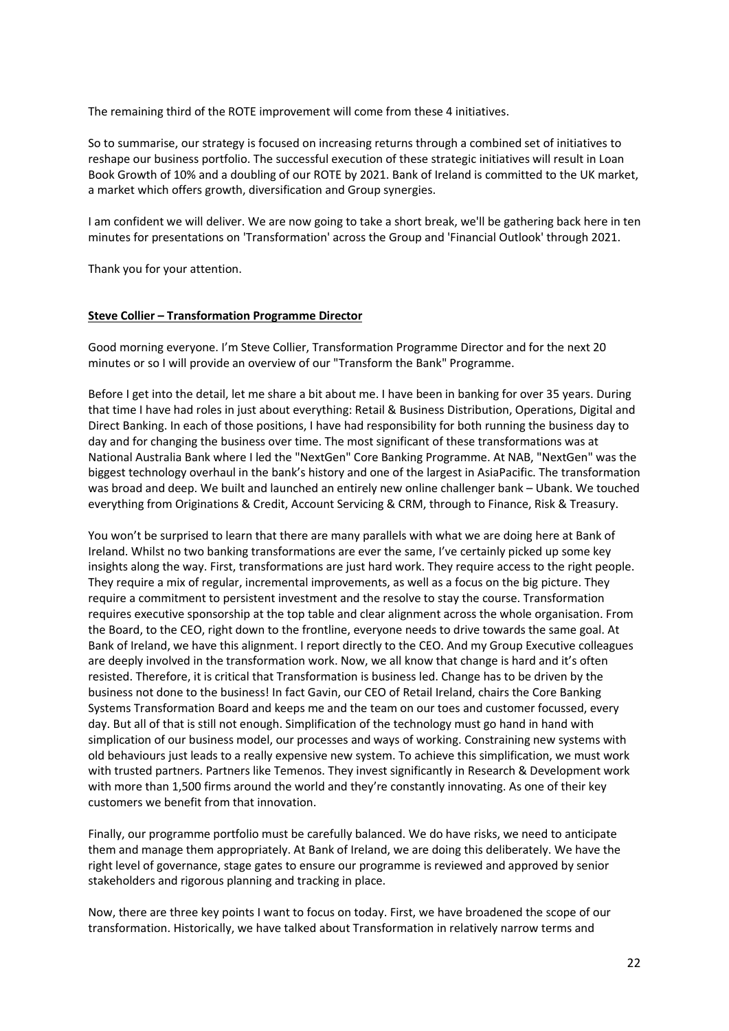The remaining third of the ROTE improvement will come from these 4 initiatives.

So to summarise, our strategy is focused on increasing returns through a combined set of initiatives to reshape our business portfolio. The successful execution of these strategic initiatives will result in Loan Book Growth of 10% and a doubling of our ROTE by 2021. Bank of Ireland is committed to the UK market, a market which offers growth, diversification and Group synergies.

I am confident we will deliver. We are now going to take a short break, we'll be gathering back here in ten minutes for presentations on 'Transformation' across the Group and 'Financial Outlook' through 2021.

Thank you for your attention.

**Steve Collier – Transformation Programme Director**

Good morning everyone. I'm Steve Collier, Transformation Programme Director and for the next 20 minutes or so I will provide an overview of our "Transform the Bank" Programme.

Before I get into the detail, let me share a bit about me. I have been in banking for over 35 years. During that time I have had roles in just about everything: Retail & Business Distribution, Operations, Digital and Direct Banking. In each of those positions, I have had responsibility for both running the business day to day and for changing the business over time. The most significant of these transformations was at National Australia Bank where I led the "NextGen" Core Banking Programme. At NAB, "NextGen" was the biggest technology overhaul in the bank's history and one of the largest in AsiaPacific. The transformation was broad and deep. We built and launched an entirely new online challenger bank – Ubank. We touched everything from Originations & Credit, Account Servicing & CRM, through to Finance, Risk & Treasury.

You won't be surprised to learn that there are many parallels with what we are doing here at Bank of Ireland. Whilst no two banking transformations are ever the same, I've certainly picked up some key insights along the way. First, transformations are just hard work. They require access to the right people. They require a mix of regular, incremental improvements, as well as a focus on the big picture. They require a commitment to persistent investment and the resolve to stay the course. Transformation requires executive sponsorship at the top table and clear alignment across the whole organisation. From the Board, to the CEO, right down to the frontline, everyone needs to drive towards the same goal. At Bank of Ireland, we have this alignment. I report directly to the CEO. And my Group Executive colleagues are deeply involved in the transformation work. Now, we all know that change is hard and it's often resisted. Therefore, it is critical that Transformation is business led. Change has to be driven by the business not done to the business! In fact Gavin, our CEO of Retail Ireland, chairs the Core Banking Systems Transformation Board and keeps me and the team on our toes and customer focussed, every day. But all of that is still not enough. Simplification of the technology must go hand in hand with simplication of our business model, our processes and ways of working. Constraining new systems with old behaviours just leads to a really expensive new system. To achieve this simplification, we must work with trusted partners. Partners like Temenos. They invest significantly in Research & Development work with more than 1,500 firms around the world and they're constantly innovating. As one of their key customers we benefit from that innovation.

Finally, our programme portfolio must be carefully balanced. We do have risks, we need to anticipate them and manage them appropriately. At Bank of Ireland, we are doing this deliberately. We have the right level of governance, stage gates to ensure our programme is reviewed and approved by senior stakeholders and rigorous planning and tracking in place.

Now, there are three key points I want to focus on today. First, we have broadened the scope of our transformation. Historically, we have talked about Transformation in relatively narrow terms and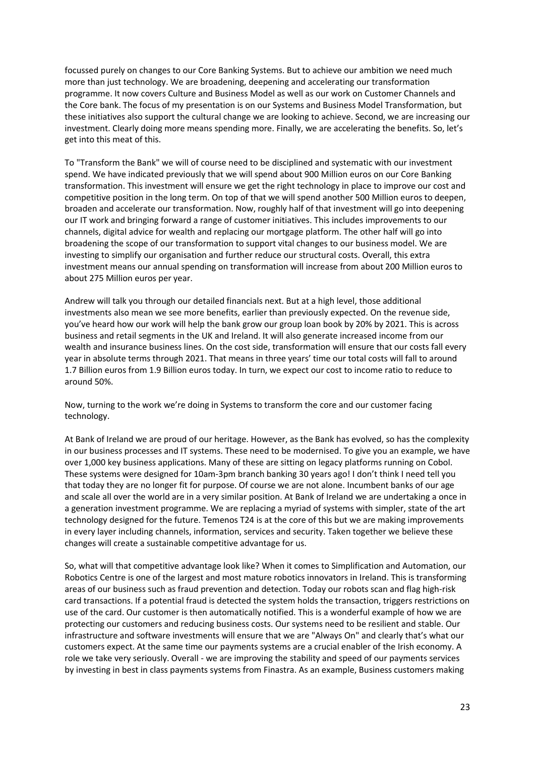focussed purely on changes to our Core Banking Systems. But to achieve our ambition we need much more than just technology. We are broadening, deepening and accelerating our transformation programme. It now covers Culture and Business Model as well as our work on Customer Channels and the Core bank. The focus of my presentation is on our Systems and Business Model Transformation, but these initiatives also support the cultural change we are looking to achieve. Second, we are increasing our investment. Clearly doing more means spending more. Finally, we are accelerating the benefits. So, let's get into this meat of this.

To "Transform the Bank" we will of course need to be disciplined and systematic with our investment spend. We have indicated previously that we will spend about 900 Million euros on our Core Banking transformation. This investment will ensure we get the right technology in place to improve our cost and competitive position in the long term. On top of that we will spend another 500 Million euros to deepen, broaden and accelerate our transformation. Now, roughly half of that investment will go into deepening our IT work and bringing forward a range of customer initiatives. This includes improvements to our channels, digital advice for wealth and replacing our mortgage platform. The other half will go into broadening the scope of our transformation to support vital changes to our business model. We are investing to simplify our organisation and further reduce our structural costs. Overall, this extra investment means our annual spending on transformation will increase from about 200 Million euros to about 275 Million euros per year.

Andrew will talk you through our detailed financials next. But at a high level, those additional investments also mean we see more benefits, earlier than previously expected. On the revenue side, you've heard how our work will help the bank grow our group loan book by 20% by 2021. This is across business and retail segments in the UK and Ireland. It will also generate increased income from our wealth and insurance business lines. On the cost side, transformation will ensure that our costs fall every year in absolute terms through 2021. That means in three years' time our total costs will fall to around 1.7 Billion euros from 1.9 Billion euros today. In turn, we expect our cost to income ratio to reduce to around 50%.

Now, turning to the work we're doing in Systems to transform the core and our customer facing technology.

At Bank of Ireland we are proud of our heritage. However, as the Bank has evolved, so has the complexity in our business processes and IT systems. These need to be modernised. To give you an example, we have over 1,000 key business applications. Many of these are sitting on legacy platforms running on Cobol. These systems were designed for 10am-3pm branch banking 30 years ago! I don't think I need tell you that today they are no longer fit for purpose. Of course we are not alone. Incumbent banks of our age and scale all over the world are in a very similar position. At Bank of Ireland we are undertaking a once in a generation investment programme. We are replacing a myriad of systems with simpler, state of the art technology designed for the future. Temenos T24 is at the core of this but we are making improvements in every layer including channels, information, services and security. Taken together we believe these changes will create a sustainable competitive advantage for us.

So, what will that competitive advantage look like? When it comes to Simplification and Automation, our Robotics Centre is one of the largest and most mature robotics innovators in Ireland. This is transforming areas of our business such as fraud prevention and detection. Today our robots scan and flag high-risk card transactions. If a potential fraud is detected the system holds the transaction, triggers restrictions on use of the card. Our customer is then automatically notified. This is a wonderful example of how we are protecting our customers and reducing business costs. Our systems need to be resilient and stable. Our infrastructure and software investments will ensure that we are "Always On" and clearly that's what our customers expect. At the same time our payments systems are a crucial enabler of the Irish economy. A role we take very seriously. Overall - we are improving the stability and speed of our payments services by investing in best in class payments systems from Finastra. As an example, Business customers making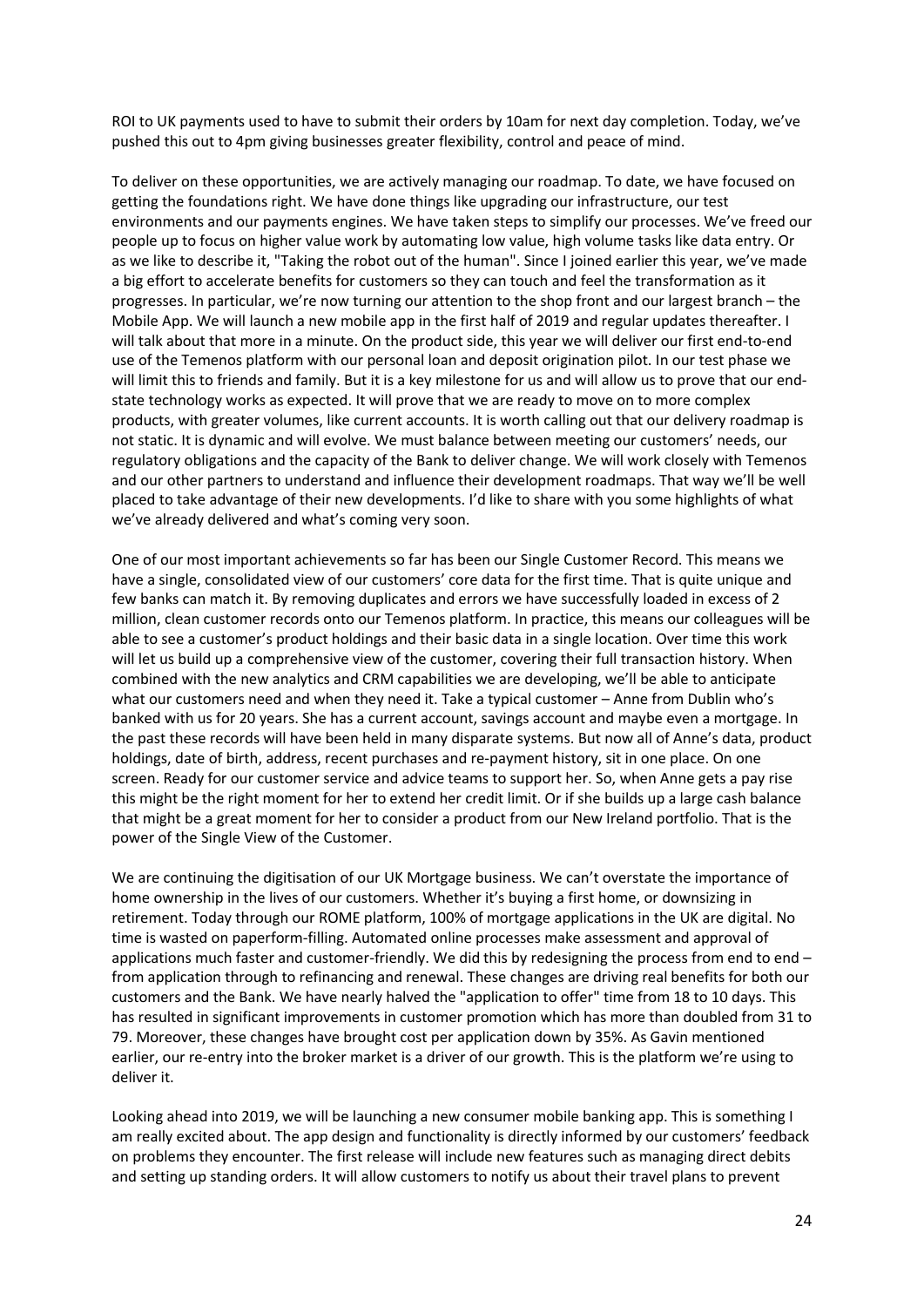ROI to UK payments used to have to submit their orders by 10am for next day completion. Today, we've pushed this out to 4pm giving businesses greater flexibility, control and peace of mind.

To deliver on these opportunities, we are actively managing our roadmap. To date, we have focused on getting the foundations right. We have done things like upgrading our infrastructure, our test environments and our payments engines. We have taken steps to simplify our processes. We've freed our people up to focus on higher value work by automating low value, high volume tasks like data entry. Or as we like to describe it, "Taking the robot out of the human". Since I joined earlier this year, we've made a big effort to accelerate benefits for customers so they can touch and feel the transformation as it progresses. In particular, we're now turning our attention to the shop front and our largest branch – the Mobile App. We will launch a new mobile app in the first half of 2019 and regular updates thereafter. I will talk about that more in a minute. On the product side, this year we will deliver our first end-to-end use of the Temenos platform with our personal loan and deposit origination pilot. In our test phase we will limit this to friends and family. But it is a key milestone for us and will allow us to prove that our end-state technology works as expected. It will prove that we are ready to move on to more complex products, with greater volumes, like current accounts. It is worth calling out that our delivery roadmap is not static. It is dynamic and will evolve. We must balance between meeting our customers' needs, our regulatory obligations and the capacity of the Bank to deliver change. We will work closely with Temenos and our other partners to understand and influence their development roadmaps. That way we'll be well placed to take advantage of their new developments. I'd like to share with you some highlights of what we've already delivered and what's coming very soon.

One of our most important achievements so far has been our Single Customer Record. This means we have a single, consolidated view of our customers' core data for the first time. That is quite unique and few banks can match it. By removing duplicates and errors we have successfully loaded in excess of 2 million, clean customer records onto our Temenos platform. In practice, this means our colleagues will be able to see a customer's product holdings and their basic data in a single location. Over time this work will let us build up a comprehensive view of the customer, covering their full transaction history. When combined with the new analytics and CRM capabilities we are developing, we'll be able to anticipate what our customers need and when they need it. Take a typical customer – Anne from Dublin who's banked with us for 20 years. She has a current account, savings account and maybe even a mortgage. In the past these records will have been held in many disparate systems. But now all of Anne's data, product holdings, date of birth, address, recent purchases and re-payment history, sit in one place. On one screen. Ready for our customer service and advice teams to support her. So, when Anne gets a pay rise this might be the right moment for her to extend her credit limit. Or if she builds up a large cash balance that might be a great moment for her to consider a product from our New Ireland portfolio. That is the power of the Single View of the Customer.

We are continuing the digitisation of our UK Mortgage business. We can't overstate the importance of home ownership in the lives of our customers. Whether it's buying a first home, or downsizing in retirement. Today through our ROME platform, 100% of mortgage applications in the UK are digital. No time is wasted on paperform-filling. Automated online processes make assessment and approval of applications much faster and customer-friendly. We did this by redesigning the process from end to end – from application through to refinancing and renewal. These changes are driving real benefits for both our customers and the Bank. We have nearly halved the "application to offer" time from 18 to 10 days. This has resulted in significant improvements in customer promotion which has more than doubled from 31 to 79. Moreover, these changes have brought cost per application down by 35%. As Gavin mentioned earlier, our re-entry into the broker market is a driver of our growth. This is the platform we're using to deliver it.

Looking ahead into 2019, we will be launching a new consumer mobile banking app. This is something I am really excited about. The app design and functionality is directly informed by our customers' feedback on problems they encounter. The first release will include new features such as managing direct debits and setting up standing orders. It will allow customers to notify us about their travel plans to prevent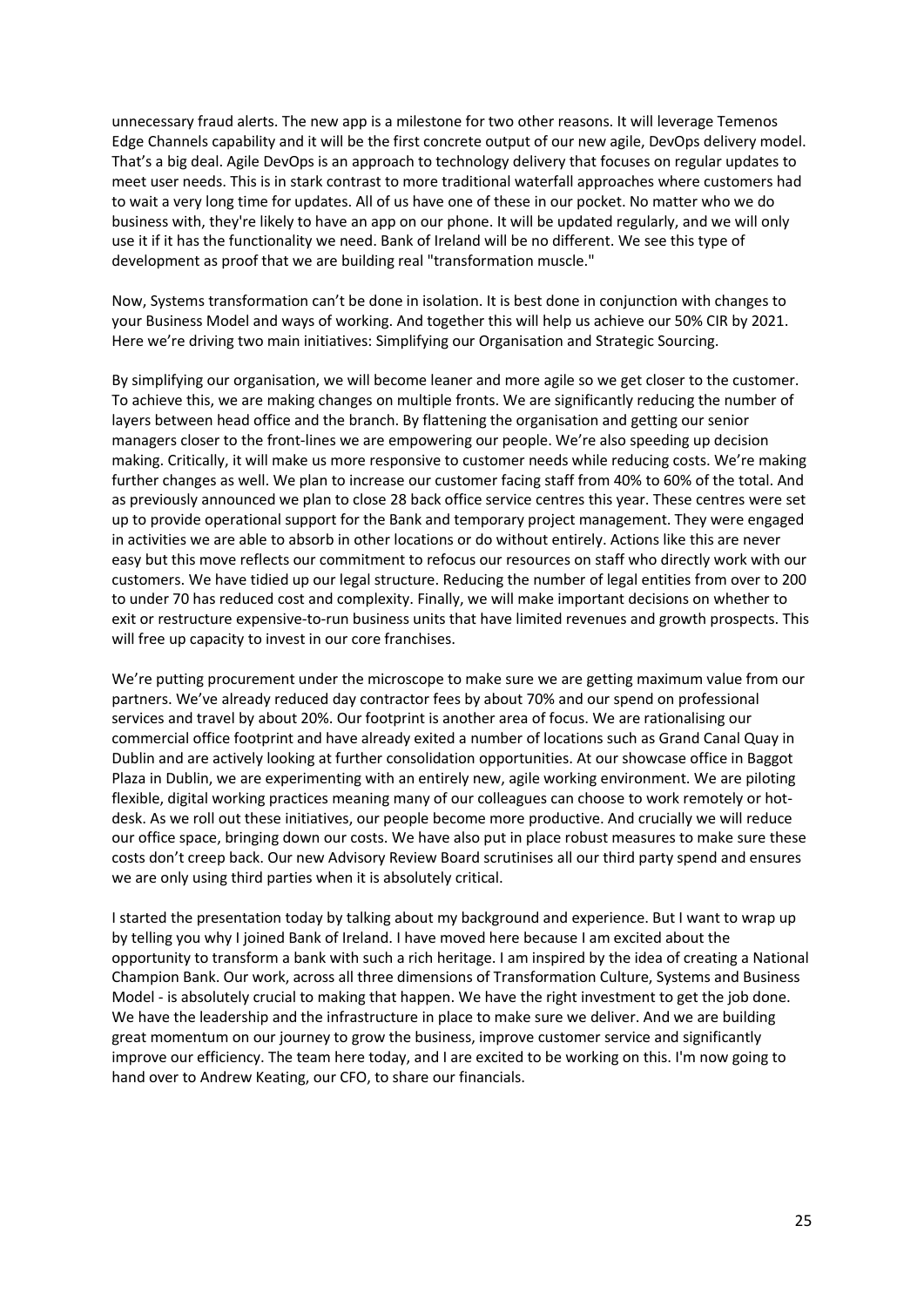unnecessary fraud alerts. The new app is a milestone for two other reasons. It will leverage Temenos Edge Channels capability and it will be the first concrete output of our new agile, DevOps delivery model. That's a big deal. Agile DevOps is an approach to technology delivery that focuses on regular updates to meet user needs. This is in stark contrast to more traditional waterfall approaches where customers had to wait a very long time for updates. All of us have one of these in our pocket. No matter who we do business with, they're likely to have an app on our phone. It will be updated regularly, and we will only use it if it has the functionality we need. Bank of Ireland will be no different. We see this type of development as proof that we are building real "transformation muscle."

Now, Systems transformation can't be done in isolation. It is best done in conjunction with changes to your Business Model and ways of working. And together this will help us achieve our 50% CIR by 2021. Here we're driving two main initiatives: Simplifying our Organisation and Strategic Sourcing.

By simplifying our organisation, we will become leaner and more agile so we get closer to the customer. To achieve this, we are making changes on multiple fronts. We are significantly reducing the number of layers between head office and the branch. By flattening the organisation and getting our senior managers closer to the front-lines we are empowering our people. We're also speeding up decision making. Critically, it will make us more responsive to customer needs while reducing costs. We're making further changes as well. We plan to increase our customer facing staff from 40% to 60% of the total. And as previously announced we plan to close 28 back office service centres this year. These centres were set up to provide operational support for the Bank and temporary project management. They were engaged in activities we are able to absorb in other locations or do without entirely. Actions like this are never easy but this move reflects our commitment to refocus our resources on staff who directly work with our customers. We have tidied up our legal structure. Reducing the number of legal entities from over to 200 to under 70 has reduced cost and complexity. Finally, we will make important decisions on whether to exit or restructure expensive-to-run business units that have limited revenues and growth prospects. This will free up capacity to invest in our core franchises.

We're putting procurement under the microscope to make sure we are getting maximum value from our partners. We've already reduced day contractor fees by about 70% and our spend on professional services and travel by about 20%. Our footprint is another area of focus. We are rationalising our commercial office footprint and have already exited a number of locations such as Grand Canal Quay in Dublin and are actively looking at further consolidation opportunities. At our showcase office in Baggot Plaza in Dublin, we are experimenting with an entirely new, agile working environment. We are piloting flexible, digital working practices meaning many of our colleagues can choose to work remotely or hot-desk. As we roll out these initiatives, our people become more productive. And crucially we will reduce our office space, bringing down our costs. We have also put in place robust measures to make sure these costs don't creep back. Our new Advisory Review Board scrutinises all our third party spend and ensures we are only using third parties when it is absolutely critical.

I started the presentation today by talking about my background and experience. But I want to wrap up by telling you why I joined Bank of Ireland. I have moved here because I am excited about the opportunity to transform a bank with such a rich heritage. I am inspired by the idea of creating a National Champion Bank. Our work, across all three dimensions of Transformation Culture, Systems and Business Model - is absolutely crucial to making that happen. We have the right investment to get the job done. We have the leadership and the infrastructure in place to make sure we deliver. And we are building great momentum on our journey to grow the business, improve customer service and significantly improve our efficiency. The team here today, and I are excited to be working on this. I'm now going to hand over to Andrew Keating, our CFO, to share our financials.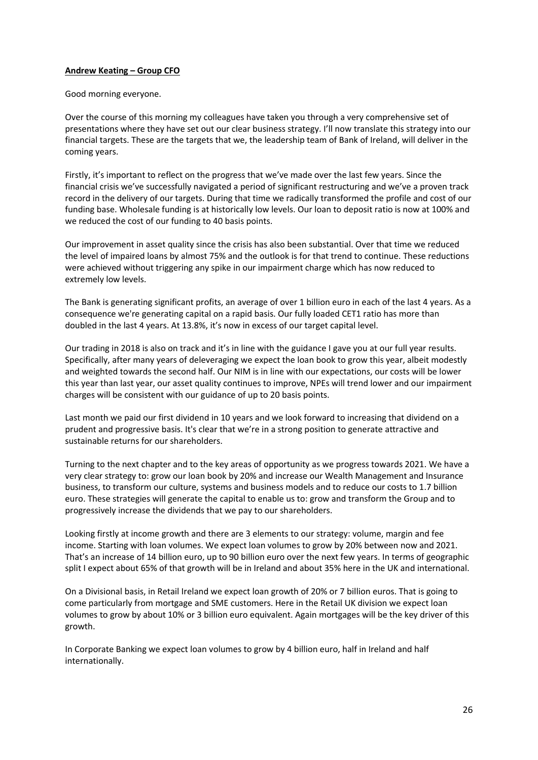**Andrew Keating – Group CFO**

Good morning everyone.

Over the course of this morning my colleagues have taken you through a very comprehensive set of presentations where they have set out our clear business strategy. I'll now translate this strategy into our financial targets. These are the targets that we, the leadership team of Bank of Ireland, will deliver in the coming years.

Firstly, it's important to reflect on the progress that we've made over the last few years. Since the financial crisis we've successfully navigated a period of significant restructuring and we've a proven track record in the delivery of our targets. During that time we radically transformed the profile and cost of our funding base. Wholesale funding is at historically low levels. Our loan to deposit ratio is now at 100% and we reduced the cost of our funding to 40 basis points.

Our improvement in asset quality since the crisis has also been substantial. Over that time we reduced the level of impaired loans by almost 75% and the outlook is for that trend to continue. These reductions were achieved without triggering any spike in our impairment charge which has now reduced to extremely low levels.

The Bank is generating significant profits, an average of over 1 billion euro in each of the last 4 years. As a consequence we're generating capital on a rapid basis. Our fully loaded CET1 ratio has more than doubled in the last 4 years. At 13.8%, it's now in excess of our target capital level.

Our trading in 2018 is also on track and it's in line with the guidance I gave you at our full year results. Specifically, after many years of deleveraging we expect the loan book to grow this year, albeit modestly and weighted towards the second half. Our NIM is in line with our expectations, our costs will be lower this year than last year, our asset quality continues to improve, NPEs will trend lower and our impairment charges will be consistent with our guidance of up to 20 basis points.

Last month we paid our first dividend in 10 years and we look forward to increasing that dividend on a prudent and progressive basis. It's clear that we're in a strong position to generate attractive and sustainable returns for our shareholders.

Turning to the next chapter and to the key areas of opportunity as we progress towards 2021. We have a very clear strategy to: grow our loan book by 20% and increase our Wealth Management and Insurance business, to transform our culture, systems and business models and to reduce our costs to 1.7 billion euro. These strategies will generate the capital to enable us to: grow and transform the Group and to progressively increase the dividends that we pay to our shareholders.

Looking firstly at income growth and there are 3 elements to our strategy: volume, margin and fee income. Starting with loan volumes. We expect loan volumes to grow by 20% between now and 2021. That's an increase of 14 billion euro, up to 90 billion euro over the next few years. In terms of geographic split I expect about 65% of that growth will be in Ireland and about 35% here in the UK and international.

On a Divisional basis, in Retail Ireland we expect loan growth of 20% or 7 billion euros. That is going to come particularly from mortgage and SME customers. Here in the Retail UK division we expect loan volumes to grow by about 10% or 3 billion euro equivalent. Again mortgages will be the key driver of this growth.

In Corporate Banking we expect loan volumes to grow by 4 billion euro, half in Ireland and half internationally.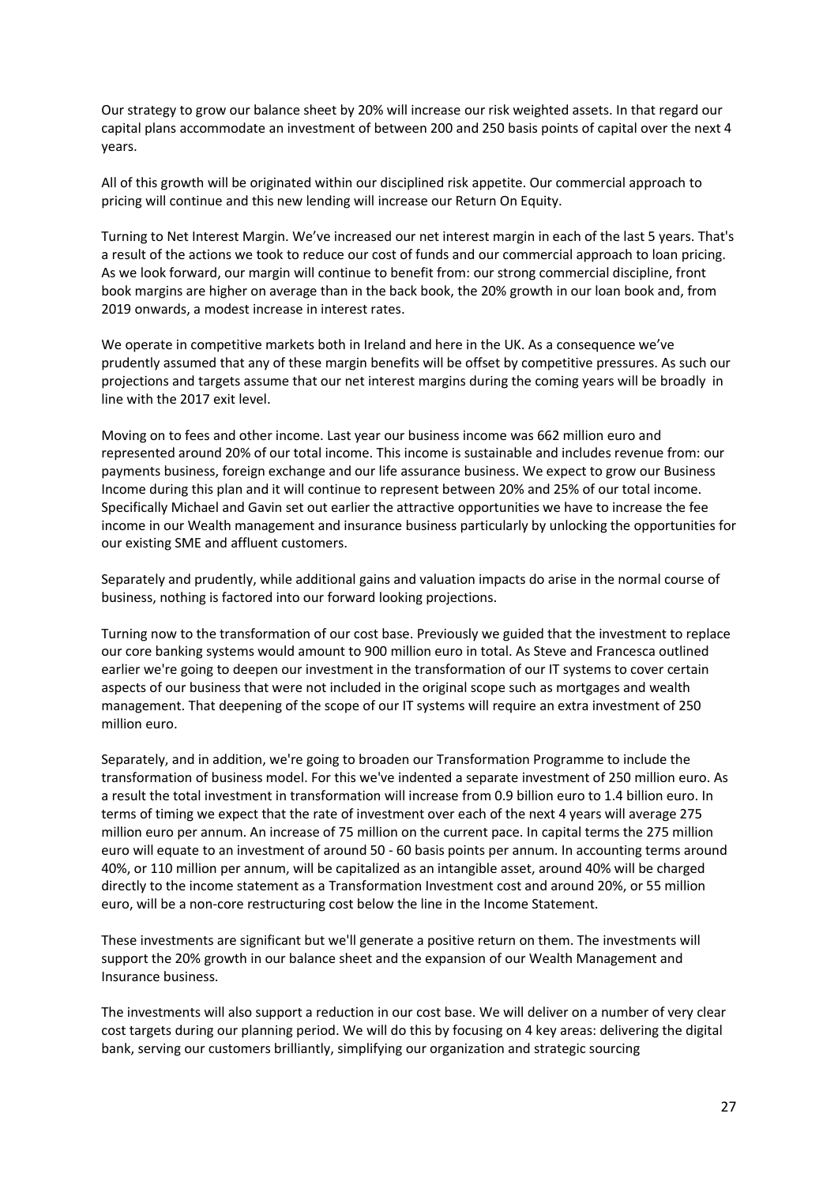Our strategy to grow our balance sheet by 20% will increase our risk weighted assets. In that regard our capital plans accommodate an investment of between 200 and 250 basis points of capital over the next 4 years.

All of this growth will be originated within our disciplined risk appetite. Our commercial approach to pricing will continue and this new lending will increase our Return On Equity.

Turning to Net Interest Margin. We've increased our net interest margin in each of the last 5 years. That's a result of the actions we took to reduce our cost of funds and our commercial approach to loan pricing. As we look forward, our margin will continue to benefit from: our strong commercial discipline, front book margins are higher on average than in the back book, the 20% growth in our loan book and, from 2019 onwards, a modest increase in interest rates.

We operate in competitive markets both in Ireland and here in the UK. As a consequence we've prudently assumed that any of these margin benefits will be offset by competitive pressures. As such our projections and targets assume that our net interest margins during the coming years will be broadly in line with the 2017 exit level.

Moving on to fees and other income. Last year our business income was 662 million euro and represented around 20% of our total income. This income is sustainable and includes revenue from: our payments business, foreign exchange and our life assurance business. We expect to grow our Business Income during this plan and it will continue to represent between 20% and 25% of our total income. Specifically Michael and Gavin set out earlier the attractive opportunities we have to increase the fee income in our Wealth management and insurance business particularly by unlocking the opportunities for our existing SME and affluent customers.

Separately and prudently, while additional gains and valuation impacts do arise in the normal course of business, nothing is factored into our forward looking projections.

Turning now to the transformation of our cost base. Previously we guided that the investment to replace our core banking systems would amount to 900 million euro in total. As Steve and Francesca outlined earlier we're going to deepen our investment in the transformation of our IT systems to cover certain aspects of our business that were not included in the original scope such as mortgages and wealth management. That deepening of the scope of our IT systems will require an extra investment of 250 million euro.

Separately, and in addition, we're going to broaden our Transformation Programme to include the transformation of business model. For this we've indented a separate investment of 250 million euro. As a result the total investment in transformation will increase from 0.9 billion euro to 1.4 billion euro. In terms of timing we expect that the rate of investment over each of the next 4 years will average 275 million euro per annum. An increase of 75 million on the current pace. In capital terms the 275 million euro will equate to an investment of around 50 - 60 basis points per annum. In accounting terms around 40%, or 110 million per annum, will be capitalized as an intangible asset, around 40% will be charged directly to the income statement as a Transformation Investment cost and around 20%, or 55 million euro, will be a non-core restructuring cost below the line in the Income Statement.

These investments are significant but we'll generate a positive return on them. The investments will support the 20% growth in our balance sheet and the expansion of our Wealth Management and Insurance business.

The investments will also support a reduction in our cost base. We will deliver on a number of very clear cost targets during our planning period. We will do this by focusing on 4 key areas: delivering the digital bank, serving our customers brilliantly, simplifying our organization and strategic sourcing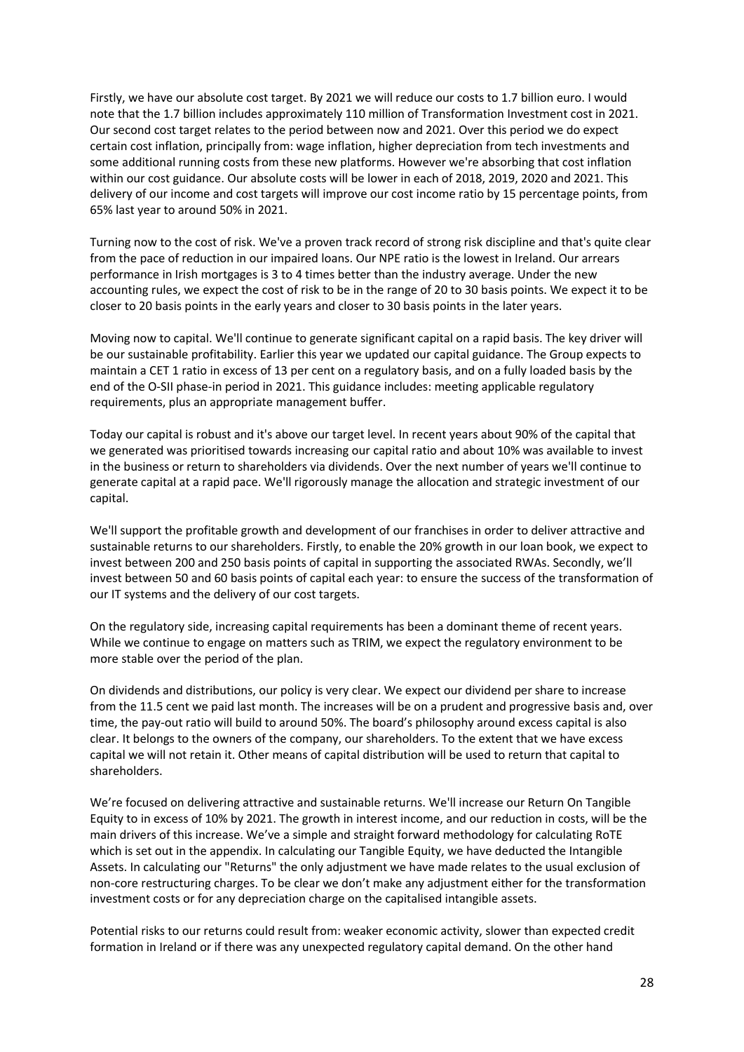Firstly, we have our absolute cost target. By 2021 we will reduce our costs to 1.7 billion euro. I would note that the 1.7 billion includes approximately 110 million of Transformation Investment cost in 2021. Our second cost target relates to the period between now and 2021. Over this period we do expect certain cost inflation, principally from: wage inflation, higher depreciation from tech investments and some additional running costs from these new platforms. However we're absorbing that cost inflation within our cost guidance. Our absolute costs will be lower in each of 2018, 2019, 2020 and 2021. This delivery of our income and cost targets will improve our cost income ratio by 15 percentage points, from 65% last year to around 50% in 2021.

Turning now to the cost of risk. We've a proven track record of strong risk discipline and that's quite clear from the pace of reduction in our impaired loans. Our NPE ratio is the lowest in Ireland. Our arrears performance in Irish mortgages is 3 to 4 times better than the industry average. Under the new accounting rules, we expect the cost of risk to be in the range of 20 to 30 basis points. We expect it to be closer to 20 basis points in the early years and closer to 30 basis points in the later years.

Moving now to capital. We'll continue to generate significant capital on a rapid basis. The key driver will be our sustainable profitability. Earlier this year we updated our capital guidance. The Group expects to maintain a CET 1 ratio in excess of 13 per cent on a regulatory basis, and on a fully loaded basis by the end of the O-SII phase-in period in 2021. This guidance includes: meeting applicable regulatory requirements, plus an appropriate management buffer.

Today our capital is robust and it's above our target level. In recent years about 90% of the capital that we generated was prioritised towards increasing our capital ratio and about 10% was available to invest in the business or return to shareholders via dividends. Over the next number of years we'll continue to generate capital at a rapid pace. We'll rigorously manage the allocation and strategic investment of our capital.

We'll support the profitable growth and development of our franchises in order to deliver attractive and sustainable returns to our shareholders. Firstly, to enable the 20% growth in our loan book, we expect to invest between 200 and 250 basis points of capital in supporting the associated RWAs. Secondly, we'll invest between 50 and 60 basis points of capital each year: to ensure the success of the transformation of our IT systems and the delivery of our cost targets.

On the regulatory side, increasing capital requirements has been a dominant theme of recent years. While we continue to engage on matters such as TRIM, we expect the regulatory environment to be more stable over the period of the plan.

On dividends and distributions, our policy is very clear. We expect our dividend per share to increase from the 11.5 cent we paid last month. The increases will be on a prudent and progressive basis and, over time, the pay-out ratio will build to around 50%. The board's philosophy around excess capital is also clear. It belongs to the owners of the company, our shareholders. To the extent that we have excess capital we will not retain it. Other means of capital distribution will be used to return that capital to shareholders.

We're focused on delivering attractive and sustainable returns. We'll increase our Return On Tangible Equity to in excess of 10% by 2021. The growth in interest income, and our reduction in costs, will be the main drivers of this increase. We've a simple and straight forward methodology for calculating RoTE which is set out in the appendix. In calculating our Tangible Equity, we have deducted the Intangible Assets. In calculating our "Returns" the only adjustment we have made relates to the usual exclusion of non-core restructuring charges. To be clear we don't make any adjustment either for the transformation investment costs or for any depreciation charge on the capitalised intangible assets.

Potential risks to our returns could result from: weaker economic activity, slower than expected credit formation in Ireland or if there was any unexpected regulatory capital demand. On the other hand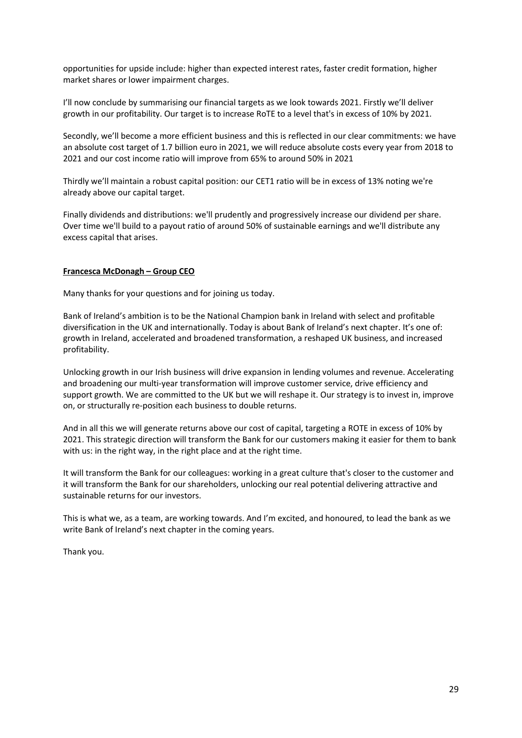opportunities for upside include: higher than expected interest rates, faster credit formation, higher market shares or lower impairment charges.

I'll now conclude by summarising our financial targets as we look towards 2021. Firstly we'll deliver growth in our profitability. Our target is to increase RoTE to a level that's in excess of 10% by 2021.

Secondly, we'll become a more efficient business and this is reflected in our clear commitments: we have an absolute cost target of 1.7 billion euro in 2021, we will reduce absolute costs every year from 2018 to 2021 and our cost income ratio will improve from 65% to around 50% in 2021

Thirdly we'll maintain a robust capital position: our CET1 ratio will be in excess of 13% noting we're already above our capital target.

Finally dividends and distributions: we'll prudently and progressively increase our dividend per share. Over time we'll build to a payout ratio of around 50% of sustainable earnings and we'll distribute any excess capital that arises.

**Francesca McDonagh – Group CEO**

Many thanks for your questions and for joining us today.

Bank of Ireland's ambition is to be the National Champion bank in Ireland with select and profitable diversification in the UK and internationally. Today is about Bank of Ireland's next chapter. It's one of: growth in Ireland, accelerated and broadened transformation, a reshaped UK business, and increased profitability.

Unlocking growth in our Irish business will drive expansion in lending volumes and revenue. Accelerating and broadening our multi-year transformation will improve customer service, drive efficiency and support growth. We are committed to the UK but we will reshape it. Our strategy is to invest in, improve on, or structurally re-position each business to double returns.

And in all this we will generate returns above our cost of capital, targeting a ROTE in excess of 10% by 2021. This strategic direction will transform the Bank for our customers making it easier for them to bank with us: in the right way, in the right place and at the right time.

It will transform the Bank for our colleagues: working in a great culture that's closer to the customer and it will transform the Bank for our shareholders, unlocking our real potential delivering attractive and sustainable returns for our investors.

This is what we, as a team, are working towards. And I'm excited, and honoured, to lead the bank as we write Bank of Ireland's next chapter in the coming years.

Thank you.